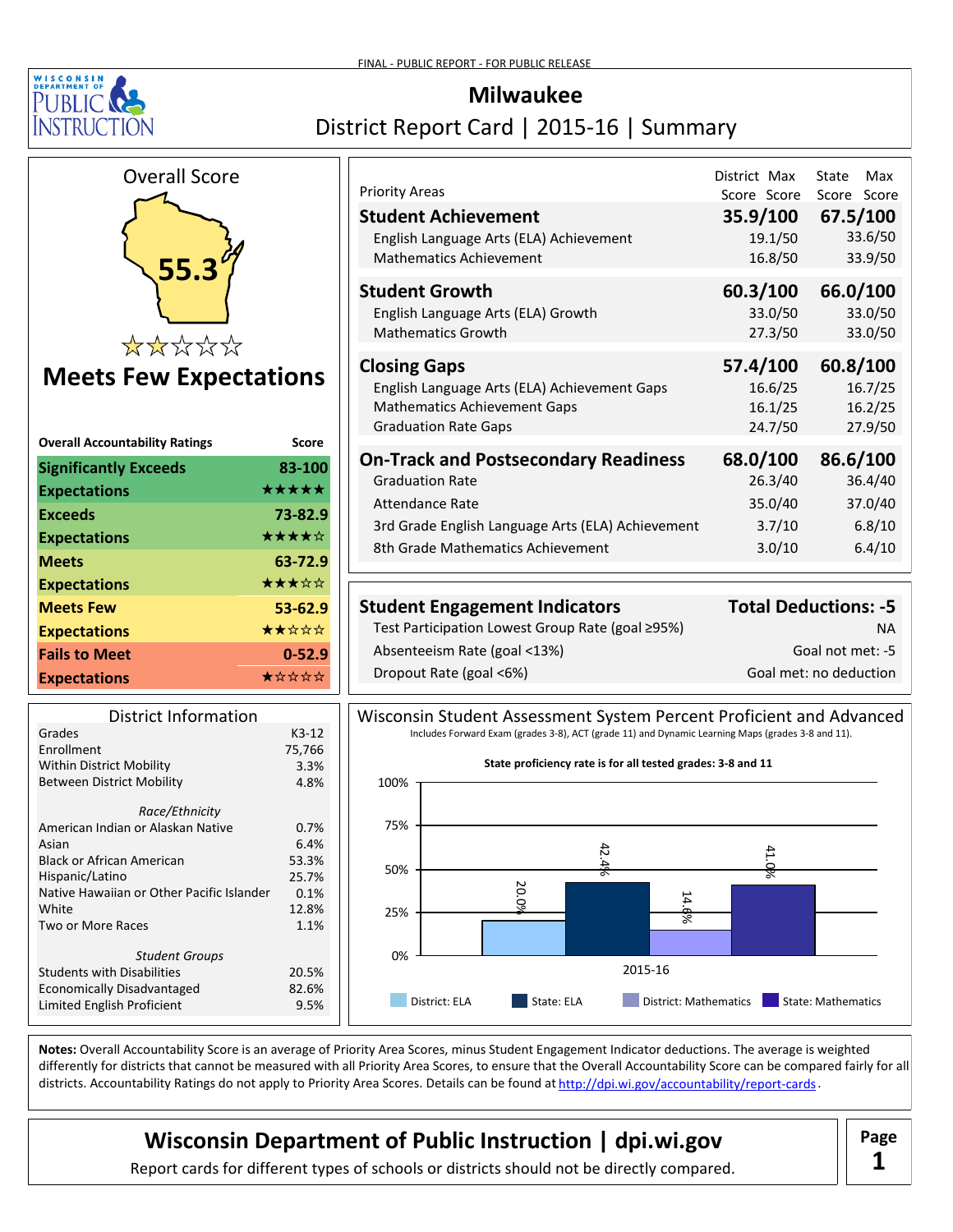FINAL - PUBLIC REPORT - FOR PUBLIC RELEASE

# Milwaukee

## District Report Card | 2015-16 | Summary

### Overall Score

**55.3**

★★☆☆☆

**Meets Few Expectations**

| Overall Accountability Ratings | Score |
|---|---|
| Significantly Exceeds Expectations | 83-100 ★★★★★ |
| Exceeds Expectations | 73-82.9 ★★★★☆ |
| Meets Expectations | 63-72.9 ★★★☆☆ |
| Meets Few Expectations | 53-62.9 ★★☆☆☆ |
| Fails to Meet Expectations | 0-52.9 ★☆☆☆☆ |

| Priority Areas | District Score/Max Score | State Score/Max Score |
|---|---|---|
| **Student Achievement** | **35.9/100** | **67.5/100** |
| English Language Arts (ELA) Achievement | 19.1/50 | 33.6/50 |
| Mathematics Achievement | 16.8/50 | 33.9/50 |
| **Student Growth** | **60.3/100** | **66.0/100** |
| English Language Arts (ELA) Growth | 33.0/50 | 33.0/50 |
| Mathematics Growth | 27.3/50 | 33.0/50 |
| **Closing Gaps** | **57.4/100** | **60.8/100** |
| English Language Arts (ELA) Achievement Gaps | 16.6/25 | 16.7/25 |
| Mathematics Achievement Gaps | 16.1/25 | 16.2/25 |
| Graduation Rate Gaps | 24.7/50 | 27.9/50 |
| **On-Track and Postsecondary Readiness** | **68.0/100** | **86.6/100** |
| Graduation Rate | 26.3/40 | 36.4/40 |
| Attendance Rate | 35.0/40 | 37.0/40 |
| 3rd Grade English Language Arts (ELA) Achievement | 3.7/10 | 6.8/10 |
| 8th Grade Mathematics Achievement | 3.0/10 | 6.4/10 |

| Student Engagement Indicators | Total Deductions: -5 |
|---|---|
| Test Participation Lowest Group Rate (goal ≥95%) | NA |
| Absenteeism Rate (goal <13%) | Goal not met: -5 |
| Dropout Rate (goal <6%) | Goal met: no deduction |

### District Information

| | |
|---|---|
| Grades | K3-12 |
| Enrollment | 75,766 |
| Within District Mobility | 3.3% |
| Between District Mobility | 4.8% |
| ***Race/Ethnicity*** | |
| American Indian or Alaskan Native | 0.7% |
| Asian | 6.4% |
| Black or African American | 53.3% |
| Hispanic/Latino | 25.7% |
| Native Hawaiian or Other Pacific Islander | 0.1% |
| White | 12.8% |
| Two or More Races | 1.1% |
| ***Student Groups*** | |
| Students with Disabilities | 20.5% |
| Economically Disadvantaged | 82.6% |
| Limited English Proficient | 9.5% |

### Wisconsin Student Assessment System Percent Proficient and Advanced

Includes Forward Exam (grades 3-8), ACT (grade 11) and Dynamic Learning Maps (grades 3-8 and 11).

State proficiency rate is for all tested grades: 3-8 and 11

| 2015-16 | Percent |
|---|---|
| District: ELA | 20.0% |
| State: ELA | 42.4% |
| District: Mathematics | 14.6% |
| State: Mathematics | 41.0% |

**Notes:** Overall Accountability Score is an average of Priority Area Scores, minus Student Engagement Indicator deductions. The average is weighted differently for districts that cannot be measured with all Priority Area Scores, to ensure that the Overall Accountability Score can be compared fairly for all districts. Accountability Ratings do not apply to Priority Area Scores. Details can be found at http://dpi.wi.gov/accountability/report-cards.

**Wisconsin Department of Public Instruction | dpi.wi.gov**

Report cards for different types of schools or districts should not be directly compared.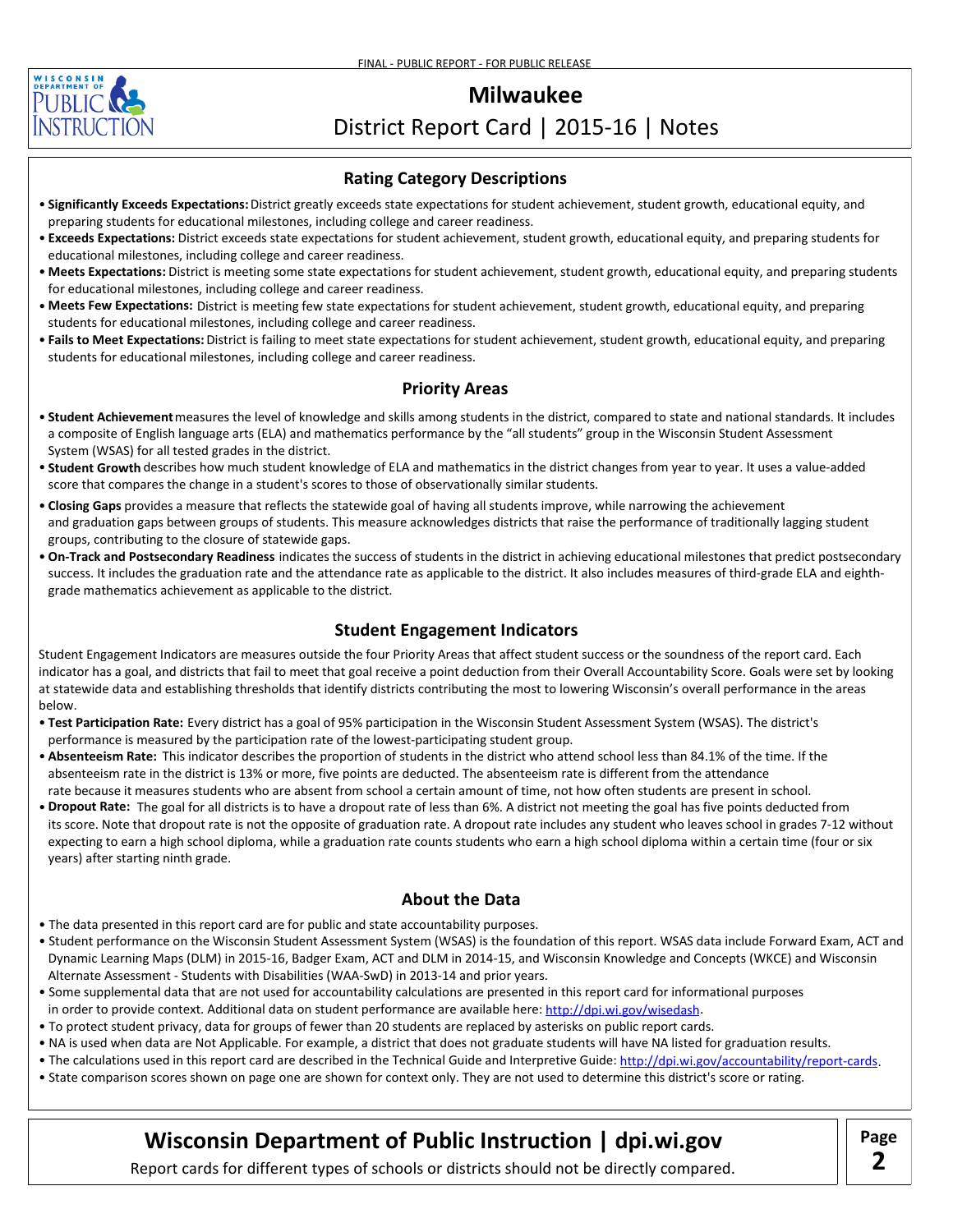# Milwaukee

## District Report Card | 2015-16 | Notes

### Rating Category Descriptions

- **Significantly Exceeds Expectations:** District greatly exceeds state expectations for student achievement, student growth, educational equity, and preparing students for educational milestones, including college and career readiness.
- **Exceeds Expectations:** District exceeds state expectations for student achievement, student growth, educational equity, and preparing students for educational milestones, including college and career readiness.
- **Meets Expectations:** District is meeting some state expectations for student achievement, student growth, educational equity, and preparing students for educational milestones, including college and career readiness.
- **Meets Few Expectations:** District is meeting few state expectations for student achievement, student growth, educational equity, and preparing students for educational milestones, including college and career readiness.
- **Fails to Meet Expectations:** District is failing to meet state expectations for student achievement, student growth, educational equity, and preparing students for educational milestones, including college and career readiness.

### Priority Areas

- **Student Achievement** measures the level of knowledge and skills among students in the district, compared to state and national standards. It includes a composite of English language arts (ELA) and mathematics performance by the "all students" group in the Wisconsin Student Assessment System (WSAS) for all tested grades in the district.
- **Student Growth** describes how much student knowledge of ELA and mathematics in the district changes from year to year. It uses a value-added score that compares the change in a student's scores to those of observationally similar students.
- **Closing Gaps** provides a measure that reflects the statewide goal of having all students improve, while narrowing the achievement and graduation gaps between groups of students. This measure acknowledges districts that raise the performance of traditionally lagging student groups, contributing to the closure of statewide gaps.
- **On-Track and Postsecondary Readiness** indicates the success of students in the district in achieving educational milestones that predict postsecondary success. It includes the graduation rate and the attendance rate as applicable to the district. It also includes measures of third-grade ELA and eighth-grade mathematics achievement as applicable to the district.

### Student Engagement Indicators

Student Engagement Indicators are measures outside the four Priority Areas that affect student success or the soundness of the report card. Each indicator has a goal, and districts that fail to meet that goal receive a point deduction from their Overall Accountability Score. Goals were set by looking at statewide data and establishing thresholds that identify districts contributing the most to lowering Wisconsin's overall performance in the areas below.

- **Test Participation Rate:** Every district has a goal of 95% participation in the Wisconsin Student Assessment System (WSAS). The district's performance is measured by the participation rate of the lowest-participating student group.
- **Absenteeism Rate:** This indicator describes the proportion of students in the district who attend school less than 84.1% of the time. If the absenteeism rate in the district is 13% or more, five points are deducted. The absenteeism rate is different from the attendance rate because it measures students who are absent from school a certain amount of time, not how often students are present in school.
- **Dropout Rate:** The goal for all districts is to have a dropout rate of less than 6%. A district not meeting the goal has five points deducted from its score. Note that dropout rate is not the opposite of graduation rate. A dropout rate includes any student who leaves school in grades 7-12 without expecting to earn a high school diploma, while a graduation rate counts students who earn a high school diploma within a certain time (four or six years) after starting ninth grade.

### About the Data

- The data presented in this report card are for public and state accountability purposes.
- Student performance on the Wisconsin Student Assessment System (WSAS) is the foundation of this report. WSAS data include Forward Exam, ACT and Dynamic Learning Maps (DLM) in 2015-16, Badger Exam, ACT and DLM in 2014-15, and Wisconsin Knowledge and Concepts (WKCE) and Wisconsin Alternate Assessment - Students with Disabilities (WAA-SwD) in 2013-14 and prior years.
- Some supplemental data that are not used for accountability calculations are presented in this report card for informational purposes in order to provide context. Additional data on student performance are available here: http://dpi.wi.gov/wisedash.
- To protect student privacy, data for groups of fewer than 20 students are replaced by asterisks on public report cards.
- NA is used when data are Not Applicable. For example, a district that does not graduate students will have NA listed for graduation results.
- The calculations used in this report card are described in the Technical Guide and Interpretive Guide: http://dpi.wi.gov/accountability/report-cards.
- State comparison scores shown on page one are shown for context only. They are not used to determine this district's score or rating.

**Wisconsin Department of Public Instruction | dpi.wi.gov**

Report cards for different types of schools or districts should not be directly compared.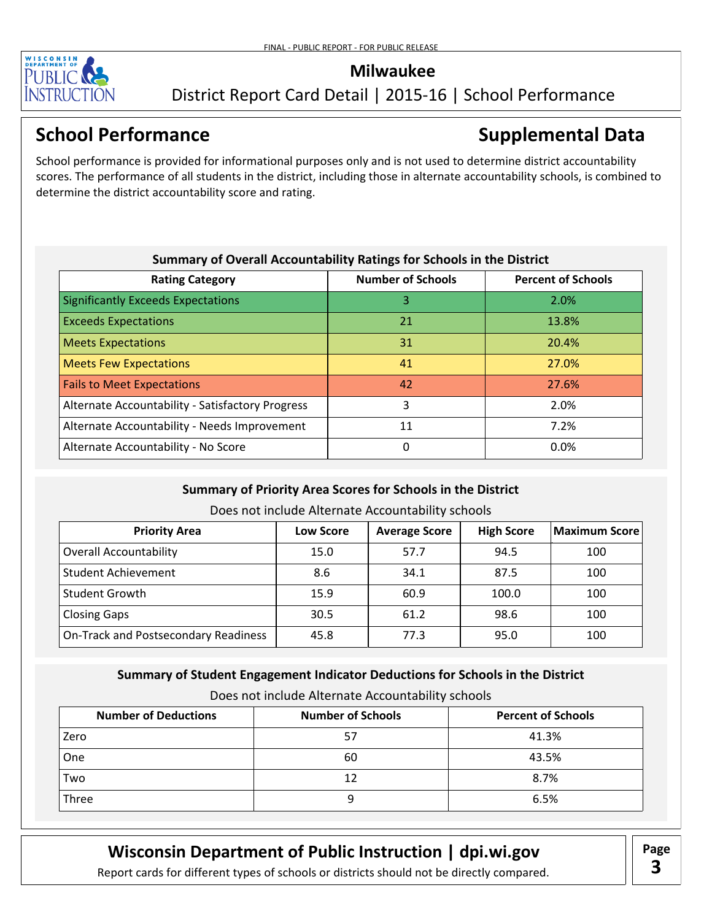# Milwaukee

District Report Card Detail | 2015-16 | School Performance

## School Performance

## Supplemental Data

School performance is provided for informational purposes only and is not used to determine district accountability scores. The performance of all students in the district, including those in alternate accountability schools, is combined to determine the district accountability score and rating.

### Summary of Overall Accountability Ratings for Schools in the District

| Rating Category | Number of Schools | Percent of Schools |
|---|---|---|
| Significantly Exceeds Expectations | 3 | 2.0% |
| Exceeds Expectations | 21 | 13.8% |
| Meets Expectations | 31 | 20.4% |
| Meets Few Expectations | 41 | 27.0% |
| Fails to Meet Expectations | 42 | 27.6% |
| Alternate Accountability - Satisfactory Progress | 3 | 2.0% |
| Alternate Accountability - Needs Improvement | 11 | 7.2% |
| Alternate Accountability - No Score | 0 | 0.0% |

### Summary of Priority Area Scores for Schools in the District

Does not include Alternate Accountability schools

| Priority Area | Low Score | Average Score | High Score | Maximum Score |
|---|---|---|---|---|
| Overall Accountability | 15.0 | 57.7 | 94.5 | 100 |
| Student Achievement | 8.6 | 34.1 | 87.5 | 100 |
| Student Growth | 15.9 | 60.9 | 100.0 | 100 |
| Closing Gaps | 30.5 | 61.2 | 98.6 | 100 |
| On-Track and Postsecondary Readiness | 45.8 | 77.3 | 95.0 | 100 |

### Summary of Student Engagement Indicator Deductions for Schools in the District

Does not include Alternate Accountability schools

| Number of Deductions | Number of Schools | Percent of Schools |
|---|---|---|
| Zero | 57 | 41.3% |
| One | 60 | 43.5% |
| Two | 12 | 8.7% |
| Three | 9 | 6.5% |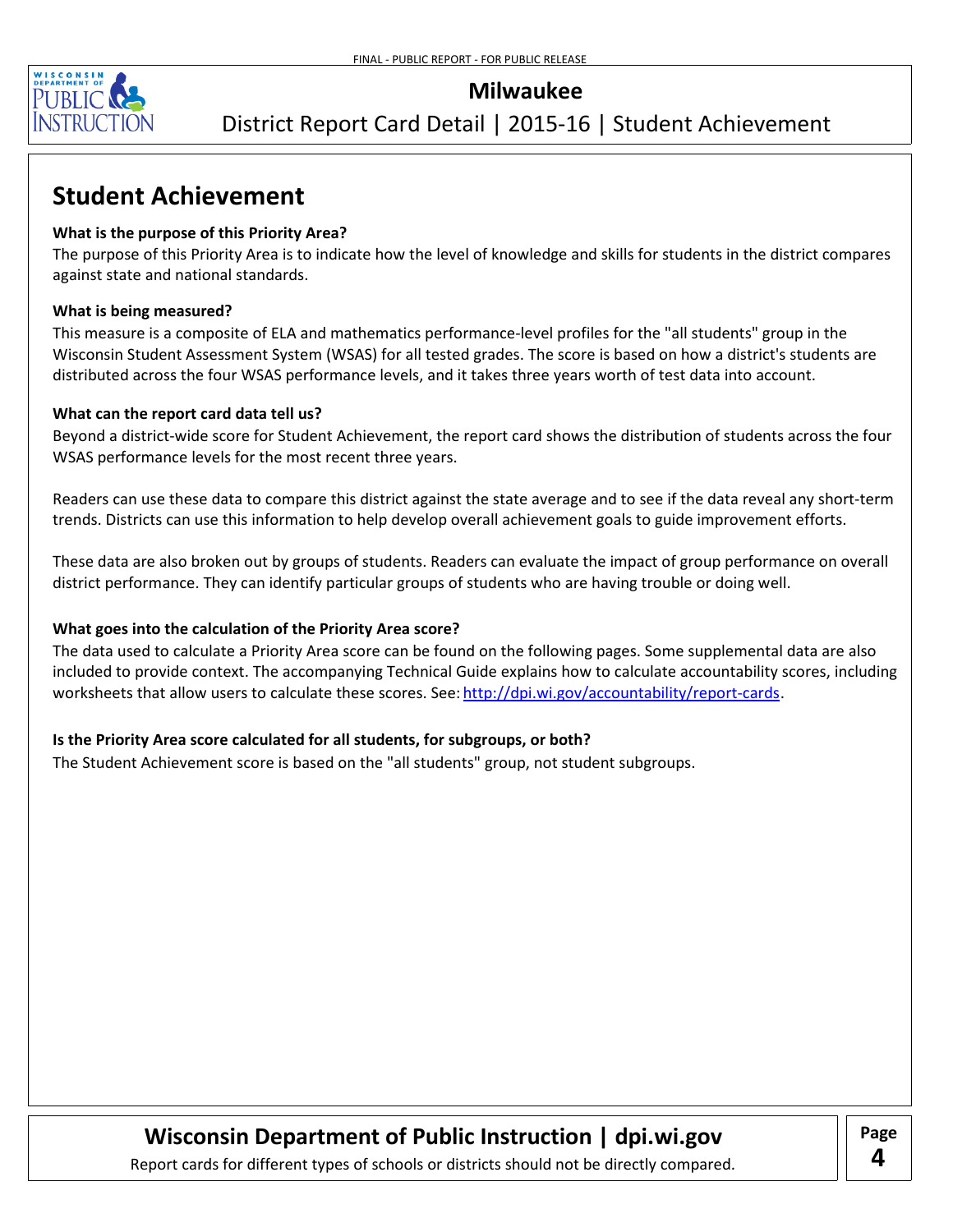# Milwaukee

District Report Card Detail | 2015-16 | Student Achievement

## Student Achievement

**What is the purpose of this Priority Area?**

The purpose of this Priority Area is to indicate how the level of knowledge and skills for students in the district compares against state and national standards.

**What is being measured?**

This measure is a composite of ELA and mathematics performance-level profiles for the "all students" group in the Wisconsin Student Assessment System (WSAS) for all tested grades. The score is based on how a district's students are distributed across the four WSAS performance levels, and it takes three years worth of test data into account.

**What can the report card data tell us?**

Beyond a district-wide score for Student Achievement, the report card shows the distribution of students across the four WSAS performance levels for the most recent three years.

Readers can use these data to compare this district against the state average and to see if the data reveal any short-term trends. Districts can use this information to help develop overall achievement goals to guide improvement efforts.

These data are also broken out by groups of students. Readers can evaluate the impact of group performance on overall district performance. They can identify particular groups of students who are having trouble or doing well.

**What goes into the calculation of the Priority Area score?**

The data used to calculate a Priority Area score can be found on the following pages. Some supplemental data are also included to provide context. The accompanying Technical Guide explains how to calculate accountability scores, including worksheets that allow users to calculate these scores. See: http://dpi.wi.gov/accountability/report-cards.

**Is the Priority Area score calculated for all students, for subgroups, or both?**

The Student Achievement score is based on the "all students" group, not student subgroups.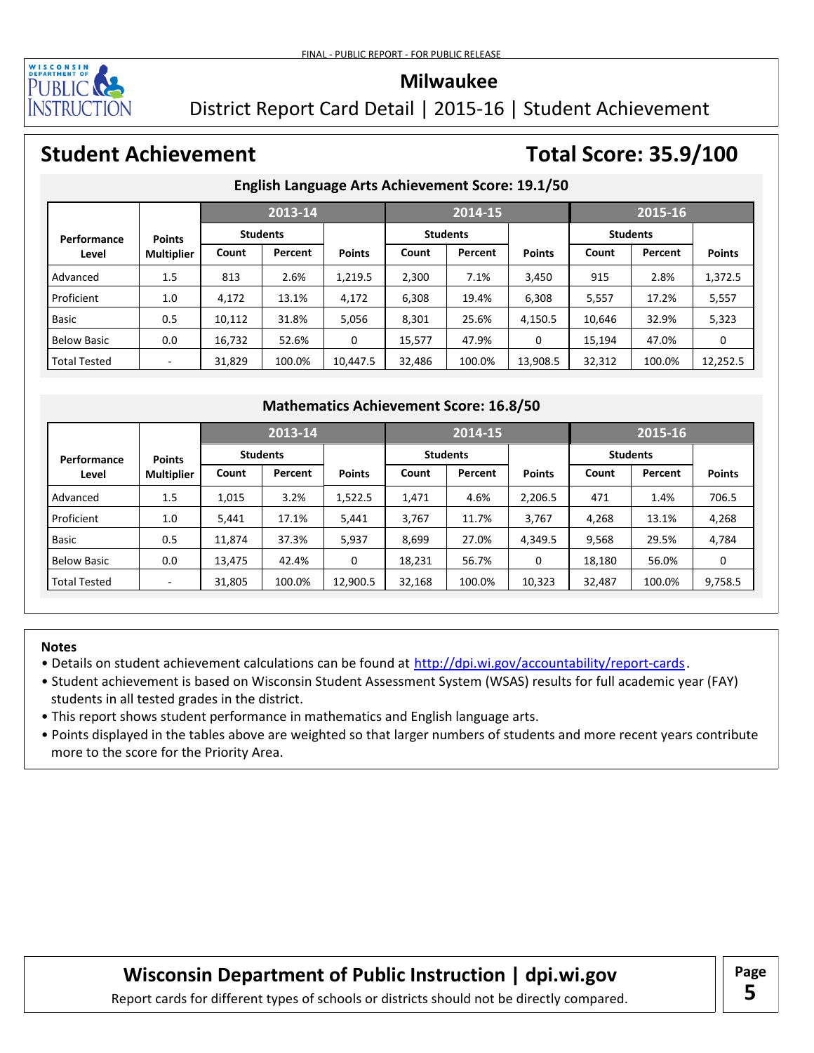FINAL - PUBLIC REPORT - FOR PUBLIC RELEASE

# Milwaukee

## District Report Card Detail | 2015-16 | Student Achievement

## Student Achievement

## Total Score: 35.9/100

### English Language Arts Achievement Score: 19.1/50

| Performance Level | Points Multiplier | 2013-14 | | | 2014-15 | | | 2015-16 | | |
|---|---|---|---|---|---|---|---|---|---|---|
| | | Students | | | Students | | | Students | | |
| | | Count | Percent | Points | Count | Percent | Points | Count | Percent | Points |
| Advanced | 1.5 | 813 | 2.6% | 1,219.5 | 2,300 | 7.1% | 3,450 | 915 | 2.8% | 1,372.5 |
| Proficient | 1.0 | 4,172 | 13.1% | 4,172 | 6,308 | 19.4% | 6,308 | 5,557 | 17.2% | 5,557 |
| Basic | 0.5 | 10,112 | 31.8% | 5,056 | 8,301 | 25.6% | 4,150.5 | 10,646 | 32.9% | 5,323 |
| Below Basic | 0.0 | 16,732 | 52.6% | 0 | 15,577 | 47.9% | 0 | 15,194 | 47.0% | 0 |
| Total Tested | - | 31,829 | 100.0% | 10,447.5 | 32,486 | 100.0% | 13,908.5 | 32,312 | 100.0% | 12,252.5 |

### Mathematics Achievement Score: 16.8/50

| Performance Level | Points Multiplier | 2013-14 | | | 2014-15 | | | 2015-16 | | |
|---|---|---|---|---|---|---|---|---|---|---|
| | | Students | | | Students | | | Students | | |
| | | Count | Percent | Points | Count | Percent | Points | Count | Percent | Points |
| Advanced | 1.5 | 1,015 | 3.2% | 1,522.5 | 1,471 | 4.6% | 2,206.5 | 471 | 1.4% | 706.5 |
| Proficient | 1.0 | 5,441 | 17.1% | 5,441 | 3,767 | 11.7% | 3,767 | 4,268 | 13.1% | 4,268 |
| Basic | 0.5 | 11,874 | 37.3% | 5,937 | 8,699 | 27.0% | 4,349.5 | 9,568 | 29.5% | 4,784 |
| Below Basic | 0.0 | 13,475 | 42.4% | 0 | 18,231 | 56.7% | 0 | 18,180 | 56.0% | 0 |
| Total Tested | - | 31,805 | 100.0% | 12,900.5 | 32,168 | 100.0% | 10,323 | 32,487 | 100.0% | 9,758.5 |

**Notes**

- Details on student achievement calculations can be found at http://dpi.wi.gov/accountability/report-cards.
- Student achievement is based on Wisconsin Student Assessment System (WSAS) results for full academic year (FAY) students in all tested grades in the district.
- This report shows student performance in mathematics and English language arts.
- Points displayed in the tables above are weighted so that larger numbers of students and more recent years contribute more to the score for the Priority Area.

**Wisconsin Department of Public Instruction | dpi.wi.gov**

Report cards for different types of schools or districts should not be directly compared.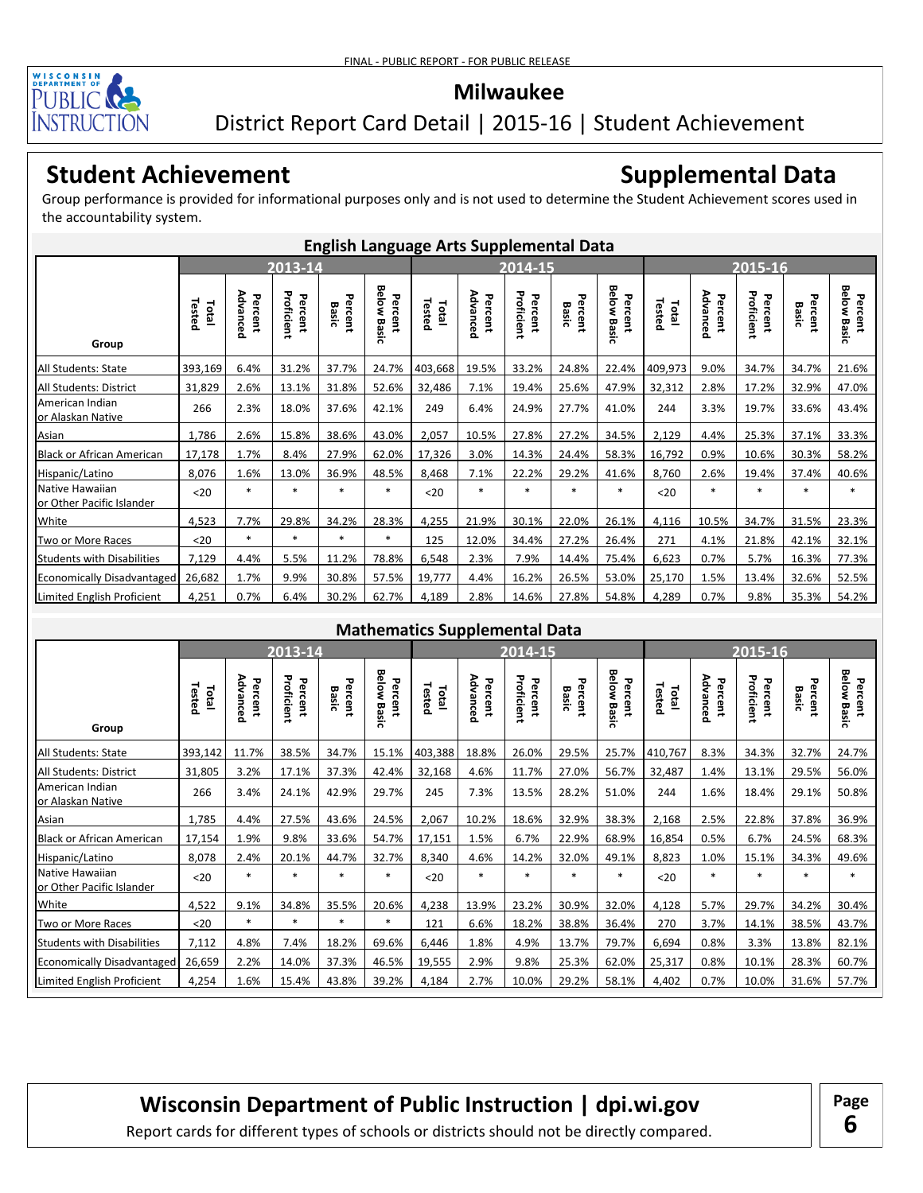FINAL - PUBLIC REPORT - FOR PUBLIC RELEASE

# Milwaukee

District Report Card Detail | 2015-16 | Student Achievement

## Student Achievement

## Supplemental Data

Group performance is provided for informational purposes only and is not used to determine the Student Achievement scores used in the accountability system.

### English Language Arts Supplemental Data

| Group | 2013-14 | | | | | 2014-15 | | | | | 2015-16 | | | | |
|---|---|---|---|---|---|---|---|---|---|---|---|---|---|---|---|
| | Total Tested | Percent Advanced | Percent Proficient | Percent Basic | Percent Below Basic | Total Tested | Percent Advanced | Percent Proficient | Percent Basic | Percent Below Basic | Total Tested | Percent Advanced | Percent Proficient | Percent Basic | Percent Below Basic |
| All Students: State | 393,169 | 6.4% | 31.2% | 37.7% | 24.7% | 403,668 | 19.5% | 33.2% | 24.8% | 22.4% | 409,973 | 9.0% | 34.7% | 34.7% | 21.6% |
| All Students: District | 31,829 | 2.6% | 13.1% | 31.8% | 52.6% | 32,486 | 7.1% | 19.4% | 25.6% | 47.9% | 32,312 | 2.8% | 17.2% | 32.9% | 47.0% |
| American Indian or Alaskan Native | 266 | 2.3% | 18.0% | 37.6% | 42.1% | 249 | 6.4% | 24.9% | 27.7% | 41.0% | 244 | 3.3% | 19.7% | 33.6% | 43.4% |
| Asian | 1,786 | 2.6% | 15.8% | 38.6% | 43.0% | 2,057 | 10.5% | 27.8% | 27.2% | 34.5% | 2,129 | 4.4% | 25.3% | 37.1% | 33.3% |
| Black or African American | 17,178 | 1.7% | 8.4% | 27.9% | 62.0% | 17,326 | 3.0% | 14.3% | 24.4% | 58.3% | 16,792 | 0.9% | 10.6% | 30.3% | 58.2% |
| Hispanic/Latino | 8,076 | 1.6% | 13.0% | 36.9% | 48.5% | 8,468 | 7.1% | 22.2% | 29.2% | 41.6% | 8,760 | 2.6% | 19.4% | 37.4% | 40.6% |
| Native Hawaiian or Other Pacific Islander | <20 | * | * | * | * | <20 | * | * | * | * | <20 | * | * | * | * |
| White | 4,523 | 7.7% | 29.8% | 34.2% | 28.3% | 4,255 | 21.9% | 30.1% | 22.0% | 26.1% | 4,116 | 10.5% | 34.7% | 31.5% | 23.3% |
| Two or More Races | <20 | * | * | * | * | 125 | 12.0% | 34.4% | 27.2% | 26.4% | 271 | 4.1% | 21.8% | 42.1% | 32.1% |
| Students with Disabilities | 7,129 | 4.4% | 5.5% | 11.2% | 78.8% | 6,548 | 2.3% | 7.9% | 14.4% | 75.4% | 6,623 | 0.7% | 5.7% | 16.3% | 77.3% |
| Economically Disadvantaged | 26,682 | 1.7% | 9.9% | 30.8% | 57.5% | 19,777 | 4.4% | 16.2% | 26.5% | 53.0% | 25,170 | 1.5% | 13.4% | 32.6% | 52.5% |
| Limited English Proficient | 4,251 | 0.7% | 6.4% | 30.2% | 62.7% | 4,189 | 2.8% | 14.6% | 27.8% | 54.8% | 4,289 | 0.7% | 9.8% | 35.3% | 54.2% |

### Mathematics Supplemental Data

| Group | 2013-14 | | | | | 2014-15 | | | | | 2015-16 | | | | |
|---|---|---|---|---|---|---|---|---|---|---|---|---|---|---|---|
| | Total Tested | Percent Advanced | Percent Proficient | Percent Basic | Percent Below Basic | Total Tested | Percent Advanced | Percent Proficient | Percent Basic | Percent Below Basic | Total Tested | Percent Advanced | Percent Proficient | Percent Basic | Percent Below Basic |
| All Students: State | 393,142 | 11.7% | 38.5% | 34.7% | 15.1% | 403,388 | 18.8% | 26.0% | 29.5% | 25.7% | 410,767 | 8.3% | 34.3% | 32.7% | 24.7% |
| All Students: District | 31,805 | 3.2% | 17.1% | 37.3% | 42.4% | 32,168 | 4.6% | 11.7% | 27.0% | 56.7% | 32,487 | 1.4% | 13.1% | 29.5% | 56.0% |
| American Indian or Alaskan Native | 266 | 3.4% | 24.1% | 42.9% | 29.7% | 245 | 7.3% | 13.5% | 28.2% | 51.0% | 244 | 1.6% | 18.4% | 29.1% | 50.8% |
| Asian | 1,785 | 4.4% | 27.5% | 43.6% | 24.5% | 2,067 | 10.2% | 18.6% | 32.9% | 38.3% | 2,168 | 2.5% | 22.8% | 37.8% | 36.9% |
| Black or African American | 17,154 | 1.9% | 9.8% | 33.6% | 54.7% | 17,151 | 1.5% | 6.7% | 22.9% | 68.9% | 16,854 | 0.5% | 6.7% | 24.5% | 68.3% |
| Hispanic/Latino | 8,078 | 2.4% | 20.1% | 44.7% | 32.7% | 8,340 | 4.6% | 14.2% | 32.0% | 49.1% | 8,823 | 1.0% | 15.1% | 34.3% | 49.6% |
| Native Hawaiian or Other Pacific Islander | <20 | * | * | * | * | <20 | * | * | * | * | <20 | * | * | * | * |
| White | 4,522 | 9.1% | 34.8% | 35.5% | 20.6% | 4,238 | 13.9% | 23.2% | 30.9% | 32.0% | 4,128 | 5.7% | 29.7% | 34.2% | 30.4% |
| Two or More Races | <20 | * | * | * | * | 121 | 6.6% | 18.2% | 38.8% | 36.4% | 270 | 3.7% | 14.1% | 38.5% | 43.7% |
| Students with Disabilities | 7,112 | 4.8% | 7.4% | 18.2% | 69.6% | 6,446 | 1.8% | 4.9% | 13.7% | 79.7% | 6,694 | 0.8% | 3.3% | 13.8% | 82.1% |
| Economically Disadvantaged | 26,659 | 2.2% | 14.0% | 37.3% | 46.5% | 19,555 | 2.9% | 9.8% | 25.3% | 62.0% | 25,317 | 0.8% | 10.1% | 28.3% | 60.7% |
| Limited English Proficient | 4,254 | 1.6% | 15.4% | 43.8% | 39.2% | 4,184 | 2.7% | 10.0% | 29.2% | 58.1% | 4,402 | 0.7% | 10.0% | 31.6% | 57.7% |

**Wisconsin Department of Public Instruction | dpi.wi.gov**

Report cards for different types of schools or districts should not be directly compared.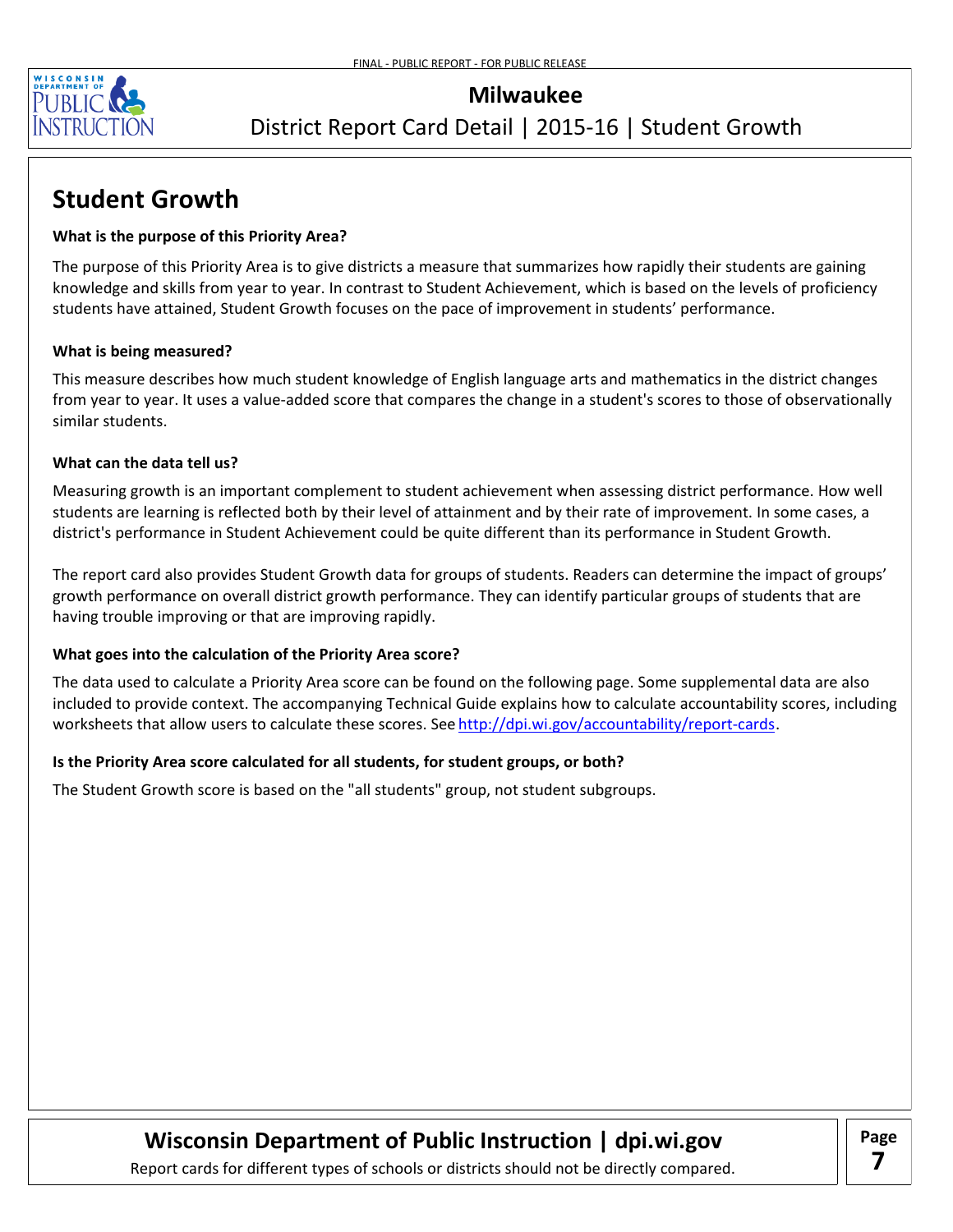# Milwaukee

District Report Card Detail | 2015-16 | Student Growth

## Student Growth

**What is the purpose of this Priority Area?**

The purpose of this Priority Area is to give districts a measure that summarizes how rapidly their students are gaining knowledge and skills from year to year. In contrast to Student Achievement, which is based on the levels of proficiency students have attained, Student Growth focuses on the pace of improvement in students' performance.

**What is being measured?**

This measure describes how much student knowledge of English language arts and mathematics in the district changes from year to year. It uses a value-added score that compares the change in a student's scores to those of observationally similar students.

**What can the data tell us?**

Measuring growth is an important complement to student achievement when assessing district performance. How well students are learning is reflected both by their level of attainment and by their rate of improvement. In some cases, a district's performance in Student Achievement could be quite different than its performance in Student Growth.

The report card also provides Student Growth data for groups of students. Readers can determine the impact of groups' growth performance on overall district growth performance. They can identify particular groups of students that are having trouble improving or that are improving rapidly.

**What goes into the calculation of the Priority Area score?**

The data used to calculate a Priority Area score can be found on the following page. Some supplemental data are also included to provide context. The accompanying Technical Guide explains how to calculate accountability scores, including worksheets that allow users to calculate these scores. See http://dpi.wi.gov/accountability/report-cards.

**Is the Priority Area score calculated for all students, for student groups, or both?**

The Student Growth score is based on the "all students" group, not student subgroups.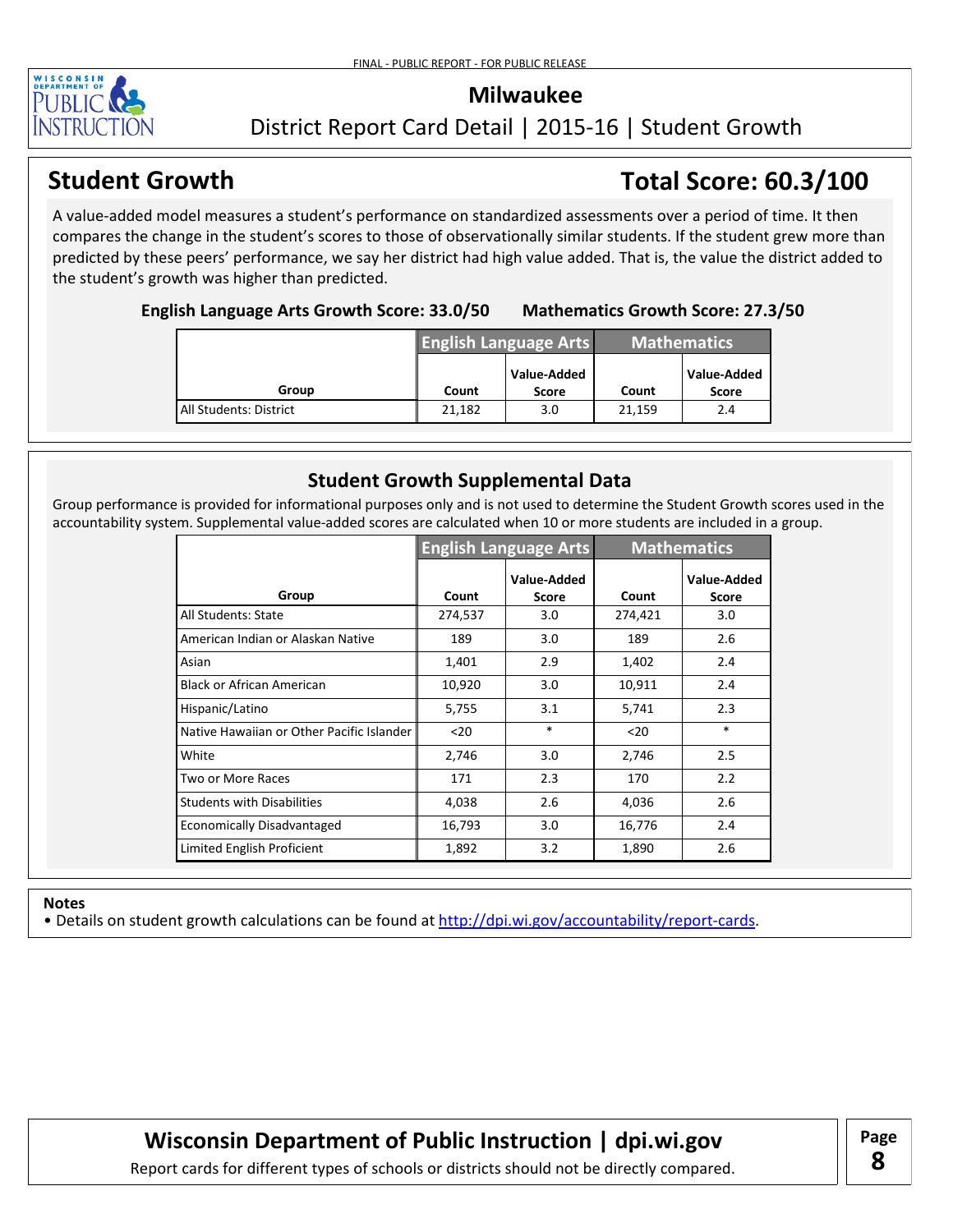FINAL - PUBLIC REPORT - FOR PUBLIC RELEASE

# Milwaukee

District Report Card Detail | 2015-16 | Student Growth

## Student Growth

## Total Score: 60.3/100

A value-added model measures a student's performance on standardized assessments over a period of time. It then compares the change in the student's scores to those of observationally similar students. If the student grew more than predicted by these peers' performance, we say her district had high value added. That is, the value the district added to the student's growth was higher than predicted.

**English Language Arts Growth Score: 33.0/50** **Mathematics Growth Score: 27.3/50**

| Group | English Language Arts | | Mathematics | |
|---|---|---|---|---|
| | Count | Value-Added Score | Count | Value-Added Score |
| All Students: District | 21,182 | 3.0 | 21,159 | 2.4 |

### Student Growth Supplemental Data

Group performance is provided for informational purposes only and is not used to determine the Student Growth scores used in the accountability system. Supplemental value-added scores are calculated when 10 or more students are included in a group.

| Group | English Language Arts | | Mathematics | |
|---|---|---|---|---|
| | Count | Value-Added Score | Count | Value-Added Score |
| All Students: State | 274,537 | 3.0 | 274,421 | 3.0 |
| American Indian or Alaskan Native | 189 | 3.0 | 189 | 2.6 |
| Asian | 1,401 | 2.9 | 1,402 | 2.4 |
| Black or African American | 10,920 | 3.0 | 10,911 | 2.4 |
| Hispanic/Latino | 5,755 | 3.1 | 5,741 | 2.3 |
| Native Hawaiian or Other Pacific Islander | <20 | * | <20 | * |
| White | 2,746 | 3.0 | 2,746 | 2.5 |
| Two or More Races | 171 | 2.3 | 170 | 2.2 |
| Students with Disabilities | 4,038 | 2.6 | 4,036 | 2.6 |
| Economically Disadvantaged | 16,793 | 3.0 | 16,776 | 2.4 |
| Limited English Proficient | 1,892 | 3.2 | 1,890 | 2.6 |

**Notes**

- Details on student growth calculations can be found at http://dpi.wi.gov/accountability/report-cards.

**Wisconsin Department of Public Instruction | dpi.wi.gov**

Report cards for different types of schools or districts should not be directly compared.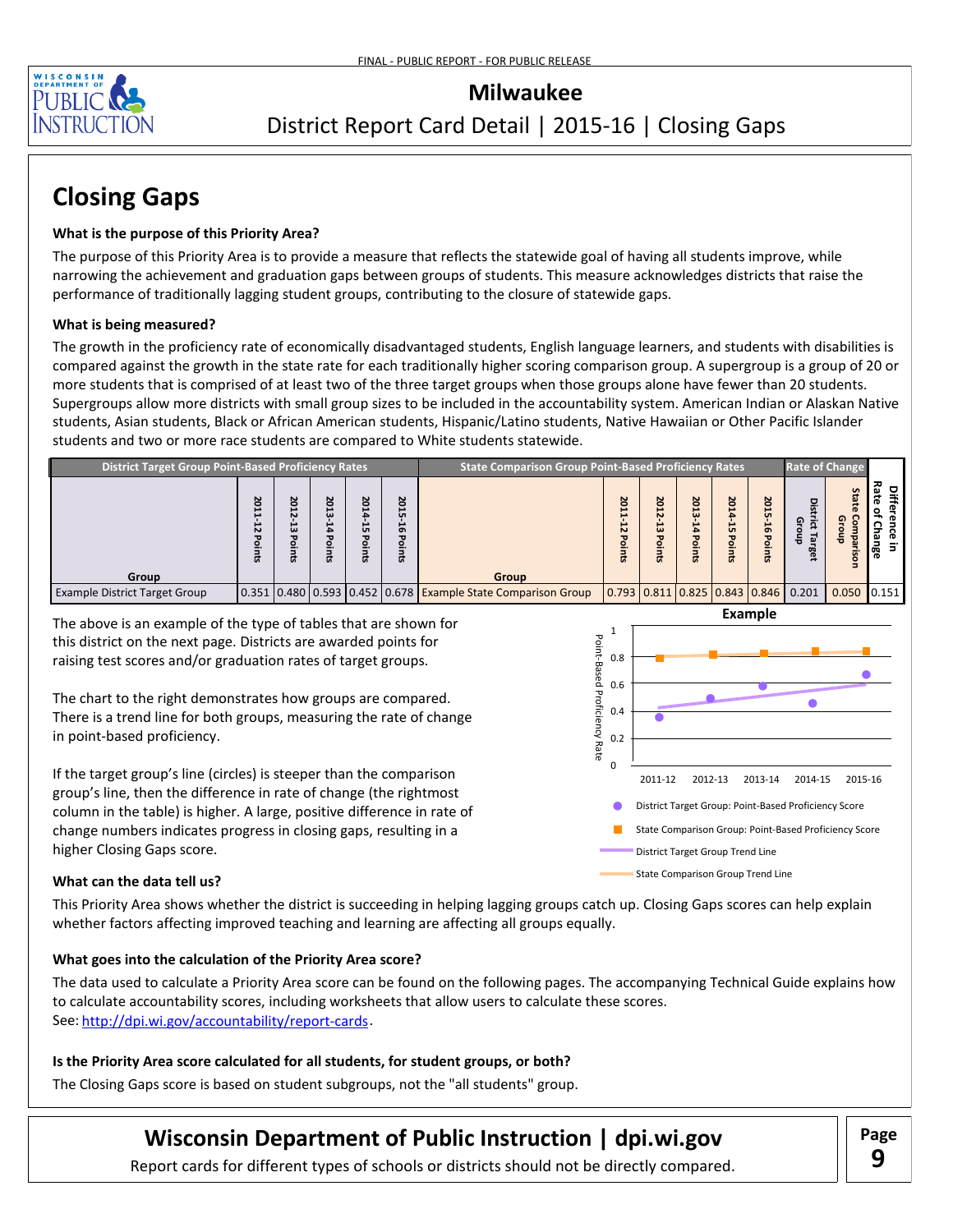FINAL - PUBLIC REPORT - FOR PUBLIC RELEASE

# Milwaukee

District Report Card Detail | 2015-16 | Closing Gaps

## Closing Gaps

### What is the purpose of this Priority Area?

The purpose of this Priority Area is to provide a measure that reflects the statewide goal of having all students improve, while narrowing the achievement and graduation gaps between groups of students. This measure acknowledges districts that raise the performance of traditionally lagging student groups, contributing to the closure of statewide gaps.

### What is being measured?

The growth in the proficiency rate of economically disadvantaged students, English language learners, and students with disabilities is compared against the growth in the state rate for each traditionally higher scoring comparison group. A supergroup is a group of 20 or more students that is comprised of at least two of the three target groups when those groups alone have fewer than 20 students. Supergroups allow more districts with small group sizes to be included in the accountability system. American Indian or Alaskan Native students, Asian students, Black or African American students, Hispanic/Latino students, Native Hawaiian or Other Pacific Islander students and two or more race students are compared to White students statewide.

| District Target Group Point-Based Proficiency Rates | | | | | | State Comparison Group Point-Based Proficiency Rates | | | | | | Rate of Change | | Difference in Rate of Change |
|---|---|---|---|---|---|---|---|---|---|---|---|---|---|---|
| Group | 2011-12 Points | 2012-13 Points | 2013-14 Points | 2014-15 Points | 2015-16 Points | Group | 2011-12 Points | 2012-13 Points | 2013-14 Points | 2014-15 Points | 2015-16 Points | District Target Group | State Comparison Group | |
| Example District Target Group | 0.351 | 0.480 | 0.593 | 0.452 | 0.678 | Example State Comparison Group | 0.793 | 0.811 | 0.825 | 0.843 | 0.846 | 0.201 | 0.050 | 0.151 |

The above is an example of the type of tables that are shown for this district on the next page. Districts are awarded points for raising test scores and/or graduation rates of target groups.

The chart to the right demonstrates how groups are compared. There is a trend line for both groups, measuring the rate of change in point-based proficiency.

If the target group's line (circles) is steeper than the comparison group's line, then the difference in rate of change (the rightmost column in the table) is higher. A large, positive difference in rate of change numbers indicates progress in closing gaps, resulting in a higher Closing Gaps score.

### What can the data tell us?

This Priority Area shows whether the district is succeeding in helping lagging groups catch up. Closing Gaps scores can help explain whether factors affecting improved teaching and learning are affecting all groups equally.

### What goes into the calculation of the Priority Area score?

The data used to calculate a Priority Area score can be found on the following pages. The accompanying Technical Guide explains how to calculate accountability scores, including worksheets that allow users to calculate these scores.
See: http://dpi.wi.gov/accountability/report-cards.

### Is the Priority Area score calculated for all students, for student groups, or both?

The Closing Gaps score is based on student subgroups, not the "all students" group.

**Wisconsin Department of Public Instruction | dpi.wi.gov**

Report cards for different types of schools or districts should not be directly compared.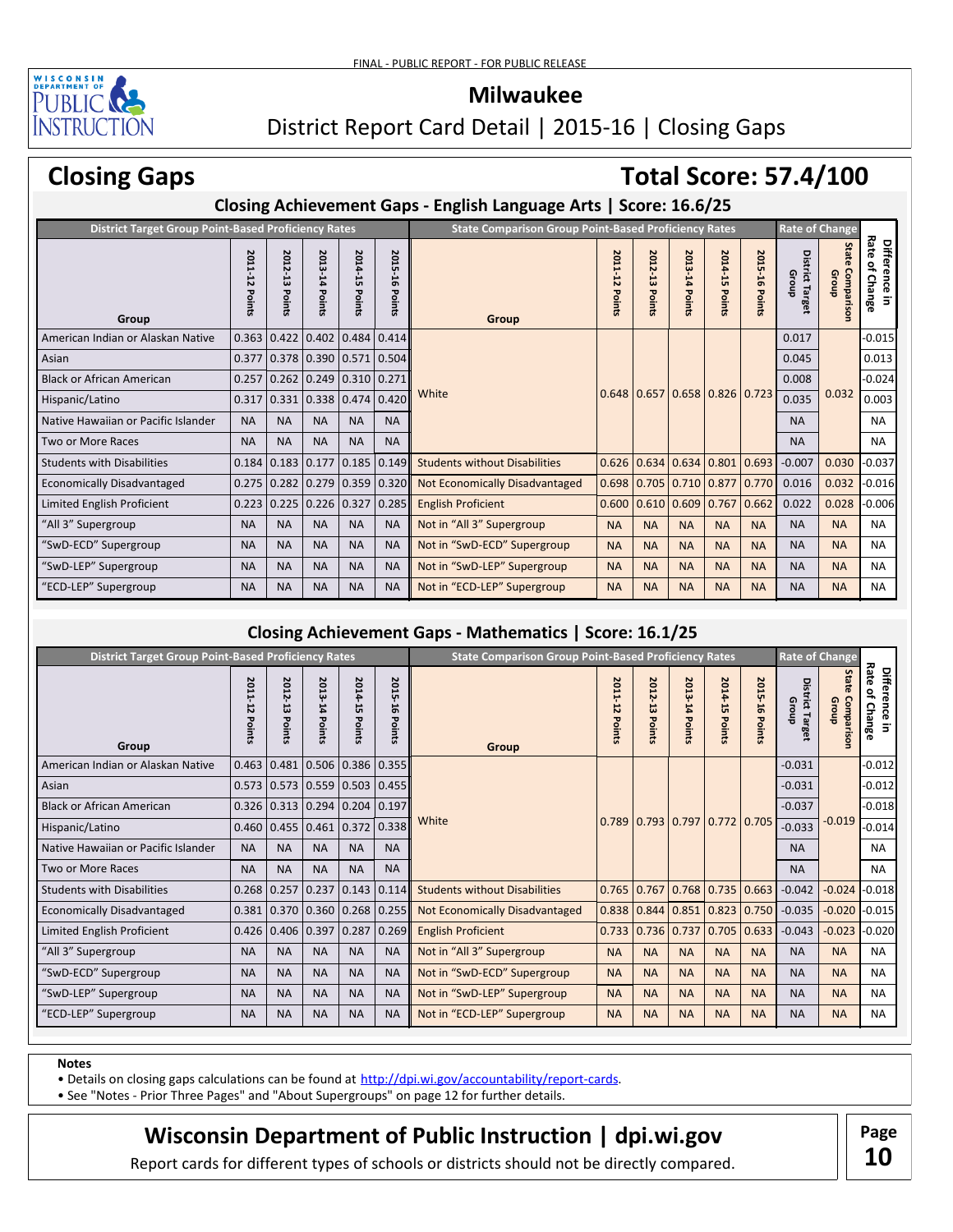FINAL - PUBLIC REPORT - FOR PUBLIC RELEASE

# Milwaukee

## District Report Card Detail | 2015-16 | Closing Gaps

# Closing Gaps

**Total Score: 57.4/100**

### Closing Achievement Gaps - English Language Arts | Score: 16.6/25

| District Target Group Point-Based Proficiency Rates | | | | | | State Comparison Group Point-Based Proficiency Rates | | | | | | Rate of Change | | |
|---|---|---|---|---|---|---|---|---|---|---|---|---|---|---|
| Group | 2011-12 Points | 2012-13 Points | 2013-14 Points | 2014-15 Points | 2015-16 Points | Group | 2011-12 Points | 2012-13 Points | 2013-14 Points | 2014-15 Points | 2015-16 Points | District Target Group | State Comparison Group | Difference in Rate of Change |
| American Indian or Alaskan Native | 0.363 | 0.422 | 0.402 | 0.484 | 0.414 | White | 0.648 | 0.657 | 0.658 | 0.826 | 0.723 | 0.017 | 0.032 | -0.015 |
| Asian | 0.377 | 0.378 | 0.390 | 0.571 | 0.504 | | | | | | | 0.045 | | 0.013 |
| Black or African American | 0.257 | 0.262 | 0.249 | 0.310 | 0.271 | | | | | | | 0.008 | | -0.024 |
| Hispanic/Latino | 0.317 | 0.331 | 0.338 | 0.474 | 0.420 | | | | | | | 0.035 | | 0.003 |
| Native Hawaiian or Pacific Islander | NA | NA | NA | NA | NA | | | | | | | NA | | NA |
| Two or More Races | NA | NA | NA | NA | NA | | | | | | | NA | | NA |
| Students with Disabilities | 0.184 | 0.183 | 0.177 | 0.185 | 0.149 | Students without Disabilities | 0.626 | 0.634 | 0.634 | 0.801 | 0.693 | -0.007 | 0.030 | -0.037 |
| Economically Disadvantaged | 0.275 | 0.282 | 0.279 | 0.359 | 0.320 | Not Economically Disadvantaged | 0.698 | 0.705 | 0.710 | 0.877 | 0.770 | 0.016 | 0.032 | -0.016 |
| Limited English Proficient | 0.223 | 0.225 | 0.226 | 0.327 | 0.285 | English Proficient | 0.600 | 0.610 | 0.609 | 0.767 | 0.662 | 0.022 | 0.028 | -0.006 |
| "All 3" Supergroup | NA | NA | NA | NA | NA | Not in "All 3" Supergroup | NA | NA | NA | NA | NA | NA | NA | NA |
| "SwD-ECD" Supergroup | NA | NA | NA | NA | NA | Not in "SwD-ECD" Supergroup | NA | NA | NA | NA | NA | NA | NA | NA |
| "SwD-LEP" Supergroup | NA | NA | NA | NA | NA | Not in "SwD-LEP" Supergroup | NA | NA | NA | NA | NA | NA | NA | NA |
| "ECD-LEP" Supergroup | NA | NA | NA | NA | NA | Not in "ECD-LEP" Supergroup | NA | NA | NA | NA | NA | NA | NA | NA |

### Closing Achievement Gaps - Mathematics | Score: 16.1/25

| District Target Group Point-Based Proficiency Rates | | | | | | State Comparison Group Point-Based Proficiency Rates | | | | | | Rate of Change | | |
|---|---|---|---|---|---|---|---|---|---|---|---|---|---|---|
| Group | 2011-12 Points | 2012-13 Points | 2013-14 Points | 2014-15 Points | 2015-16 Points | Group | 2011-12 Points | 2012-13 Points | 2013-14 Points | 2014-15 Points | 2015-16 Points | District Target Group | State Comparison Group | Difference in Rate of Change |
| American Indian or Alaskan Native | 0.463 | 0.481 | 0.506 | 0.386 | 0.355 | White | 0.789 | 0.793 | 0.797 | 0.772 | 0.705 | -0.031 | -0.019 | -0.012 |
| Asian | 0.573 | 0.573 | 0.559 | 0.503 | 0.455 | | | | | | | -0.031 | | -0.012 |
| Black or African American | 0.326 | 0.313 | 0.294 | 0.204 | 0.197 | | | | | | | -0.037 | | -0.018 |
| Hispanic/Latino | 0.460 | 0.455 | 0.461 | 0.372 | 0.338 | | | | | | | -0.033 | | -0.014 |
| Native Hawaiian or Pacific Islander | NA | NA | NA | NA | NA | | | | | | | NA | | NA |
| Two or More Races | NA | NA | NA | NA | NA | | | | | | | NA | | NA |
| Students with Disabilities | 0.268 | 0.257 | 0.237 | 0.143 | 0.114 | Students without Disabilities | 0.765 | 0.767 | 0.768 | 0.735 | 0.663 | -0.042 | -0.024 | -0.018 |
| Economically Disadvantaged | 0.381 | 0.370 | 0.360 | 0.268 | 0.255 | Not Economically Disadvantaged | 0.838 | 0.844 | 0.851 | 0.823 | 0.750 | -0.035 | -0.020 | -0.015 |
| Limited English Proficient | 0.426 | 0.406 | 0.397 | 0.287 | 0.269 | English Proficient | 0.733 | 0.736 | 0.737 | 0.705 | 0.633 | -0.043 | -0.023 | -0.020 |
| "All 3" Supergroup | NA | NA | NA | NA | NA | Not in "All 3" Supergroup | NA | NA | NA | NA | NA | NA | NA | NA |
| "SwD-ECD" Supergroup | NA | NA | NA | NA | NA | Not in "SwD-ECD" Supergroup | NA | NA | NA | NA | NA | NA | NA | NA |
| "SwD-LEP" Supergroup | NA | NA | NA | NA | NA | Not in "SwD-LEP" Supergroup | NA | NA | NA | NA | NA | NA | NA | NA |
| "ECD-LEP" Supergroup | NA | NA | NA | NA | NA | Not in "ECD-LEP" Supergroup | NA | NA | NA | NA | NA | NA | NA | NA |

**Notes**

- Details on closing gaps calculations can be found at http://dpi.wi.gov/accountability/report-cards.
- See "Notes - Prior Three Pages" and "About Supergroups" on page 12 for further details.

**Wisconsin Department of Public Instruction | dpi.wi.gov**

Report cards for different types of schools or districts should not be directly compared.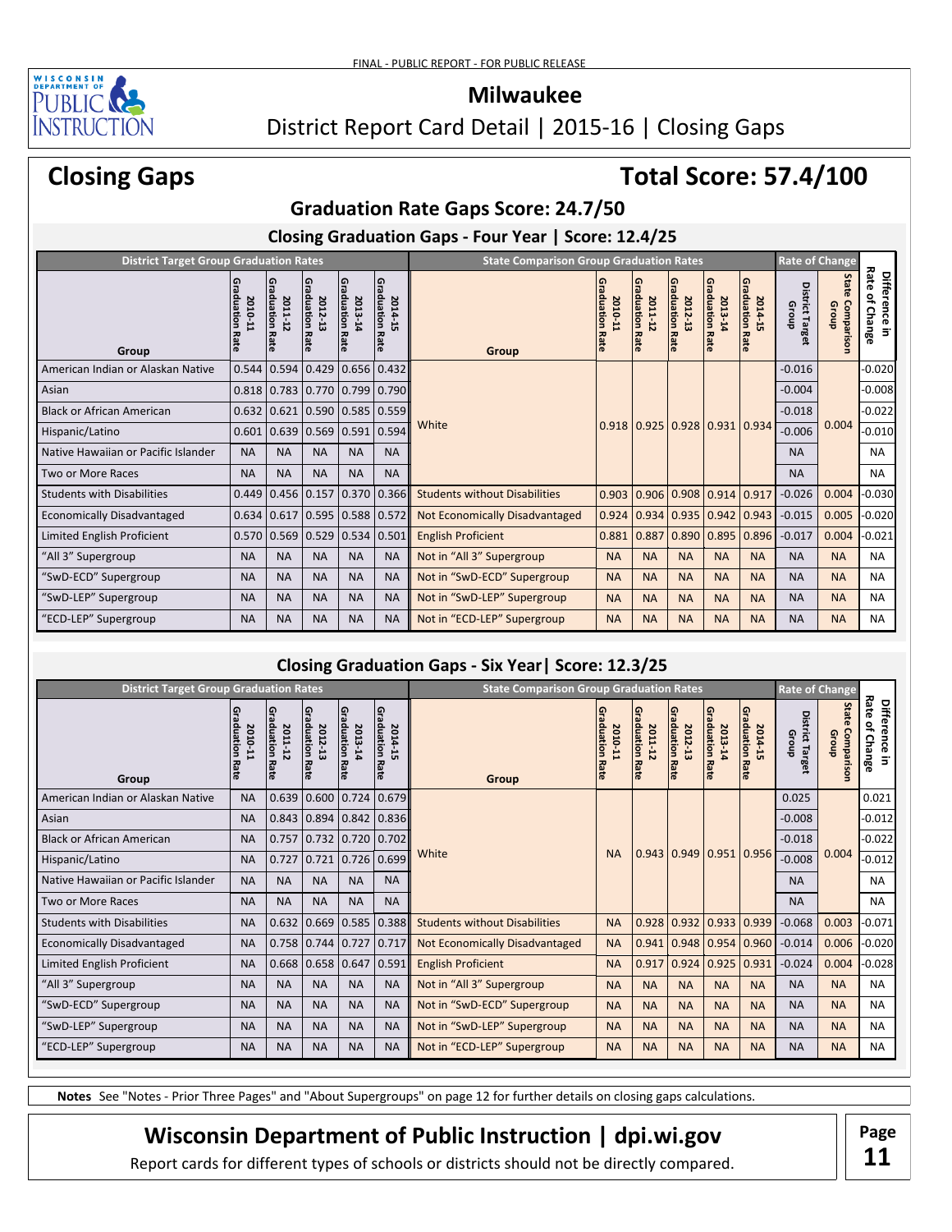FINAL - PUBLIC REPORT - FOR PUBLIC RELEASE

# Milwaukee

District Report Card Detail | 2015-16 | Closing Gaps

## Closing Gaps

## Total Score: 57.4/100

### Graduation Rate Gaps Score: 24.7/50

#### Closing Graduation Gaps - Four Year | Score: 12.4/25

| District Target Group Graduation Rates | | | | | | State Comparison Group Graduation Rates | | | | | | Rate of Change | | |
|---|---|---|---|---|---|---|---|---|---|---|---|---|---|---|
| Group | 2010-11 Graduation Rate | 2011-12 Graduation Rate | 2012-13 Graduation Rate | 2013-14 Graduation Rate | 2014-15 Graduation Rate | Group | 2010-11 Gratduation Rate | 2011-12 Graduation Rate | 2012-13 Graduation Rate | 2013-14 Graduation Rate | 2014-15 Graduation Rate | District Target Group | State Comparison Group | Difference in Rate of Change |
| American Indian or Alaskan Native | 0.544 | 0.594 | 0.429 | 0.656 | 0.432 | White | 0.918 | 0.925 | 0.928 | 0.931 | 0.934 | -0.016 | 0.004 | -0.020 |
| Asian | 0.818 | 0.783 | 0.770 | 0.799 | 0.790 | | | | | | | -0.004 | | -0.008 |
| Black or African American | 0.632 | 0.621 | 0.590 | 0.585 | 0.559 | | | | | | | -0.018 | | -0.022 |
| Hispanic/Latino | 0.601 | 0.639 | 0.569 | 0.591 | 0.594 | | | | | | | -0.006 | | -0.010 |
| Native Hawaiian or Pacific Islander | NA | NA | NA | NA | NA | | | | | | | NA | | NA |
| Two or More Races | NA | NA | NA | NA | NA | | | | | | | NA | | NA |
| Students with Disabilities | 0.449 | 0.456 | 0.157 | 0.370 | 0.366 | Students without Disabilities | 0.903 | 0.906 | 0.908 | 0.914 | 0.917 | -0.026 | 0.004 | -0.030 |
| Economically Disadvantaged | 0.634 | 0.617 | 0.595 | 0.588 | 0.572 | Not Economically Disadvantaged | 0.924 | 0.934 | 0.935 | 0.942 | 0.943 | -0.015 | 0.005 | -0.020 |
| Limited English Proficient | 0.570 | 0.569 | 0.529 | 0.534 | 0.501 | English Proficient | 0.881 | 0.887 | 0.890 | 0.895 | 0.896 | -0.017 | 0.004 | -0.021 |
| "All 3" Supergroup | NA | NA | NA | NA | NA | Not in "All 3" Supergroup | NA | NA | NA | NA | NA | NA | NA | NA |
| "SwD-ECD" Supergroup | NA | NA | NA | NA | NA | Not in "SwD-ECD" Supergroup | NA | NA | NA | NA | NA | NA | NA | NA |
| "SwD-LEP" Supergroup | NA | NA | NA | NA | NA | Not in "SwD-LEP" Supergroup | NA | NA | NA | NA | NA | NA | NA | NA |
| "ECD-LEP" Supergroup | NA | NA | NA | NA | NA | Not in "ECD-LEP" Supergroup | NA | NA | NA | NA | NA | NA | NA | NA |

#### Closing Graduation Gaps - Six Year| Score: 12.3/25

| District Target Group Graduation Rates | | | | | | State Comparison Group Graduation Rates | | | | | | Rate of Change | | |
|---|---|---|---|---|---|---|---|---|---|---|---|---|---|---|
| Group | 2010-11 Graduation Rate | 2011-12 Graduation Rate | 2012-13 Graduation Rate | 2013-14 Graduation Rate | 2014-15 Graduation Rate | Group | 2010-11 Graduation Rate | 2011-12 Graduation Rate | 2012-13 Graduation Rate | 2013-14 Graduation Rate | 2014-15 Graduation Rate | District Target Group | State Comparison Group | Difference in Rate of Change |
| American Indian or Alaskan Native | NA | 0.639 | 0.600 | 0.724 | 0.679 | White | NA | 0.943 | 0.949 | 0.951 | 0.956 | 0.025 | 0.004 | 0.021 |
| Asian | NA | 0.843 | 0.894 | 0.842 | 0.836 | | | | | | | -0.008 | | -0.012 |
| Black or African American | NA | 0.757 | 0.732 | 0.720 | 0.702 | | | | | | | -0.018 | | -0.022 |
| Hispanic/Latino | NA | 0.727 | 0.721 | 0.726 | 0.699 | | | | | | | -0.008 | | -0.012 |
| Native Hawaiian or Pacific Islander | NA | NA | NA | NA | NA | | | | | | | NA | | NA |
| Two or More Races | NA | NA | NA | NA | NA | | | | | | | NA | | NA |
| Students with Disabilities | NA | 0.632 | 0.669 | 0.585 | 0.388 | Students without Disabilities | NA | 0.928 | 0.932 | 0.933 | 0.939 | -0.068 | 0.003 | -0.071 |
| Economically Disadvantaged | NA | 0.758 | 0.744 | 0.727 | 0.717 | Not Economically Disadvantaged | NA | 0.941 | 0.948 | 0.954 | 0.960 | -0.014 | 0.006 | -0.020 |
| Limited English Proficient | NA | 0.668 | 0.658 | 0.647 | 0.591 | English Proficient | NA | 0.917 | 0.924 | 0.925 | 0.931 | -0.024 | 0.004 | -0.028 |
| "All 3" Supergroup | NA | NA | NA | NA | NA | Not in "All 3" Supergroup | NA | NA | NA | NA | NA | NA | NA | NA |
| "SwD-ECD" Supergroup | NA | NA | NA | NA | NA | Not in "SwD-ECD" Supergroup | NA | NA | NA | NA | NA | NA | NA | NA |
| "SwD-LEP" Supergroup | NA | NA | NA | NA | NA | Not in "SwD-LEP" Supergroup | NA | NA | NA | NA | NA | NA | NA | NA |
| "ECD-LEP" Supergroup | NA | NA | NA | NA | NA | Not in "ECD-LEP" Supergroup | NA | NA | NA | NA | NA | NA | NA | NA |

**Notes** See "Notes - Prior Three Pages" and "About Supergroups" on page 12 for further details on closing gaps calculations.

**Wisconsin Department of Public Instruction | dpi.wi.gov**

Report cards for different types of schools or districts should not be directly compared.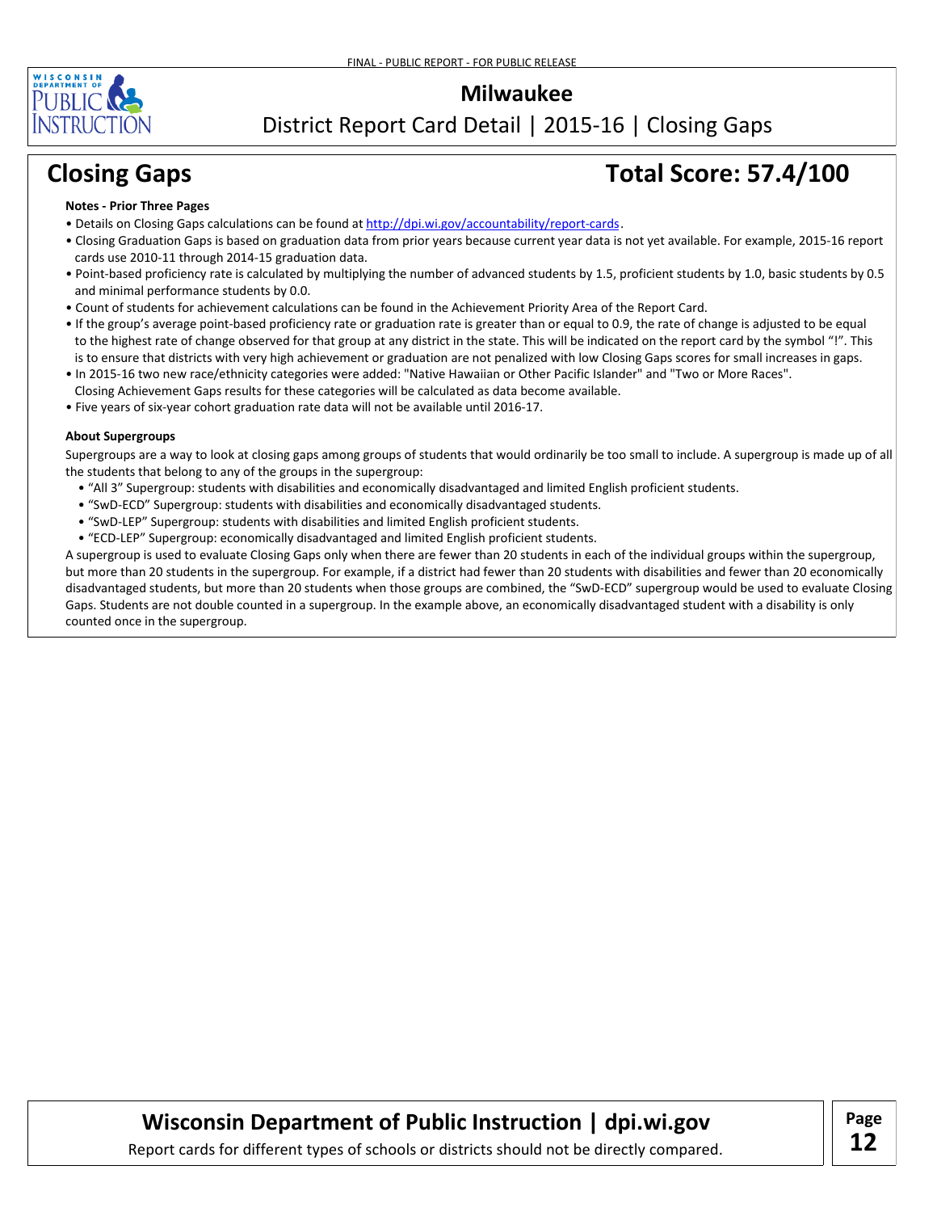FINAL - PUBLIC REPORT - FOR PUBLIC RELEASE

# Milwaukee

District Report Card Detail | 2015-16 | Closing Gaps

## Closing Gaps

## Total Score: 57.4/100

**Notes - Prior Three Pages**

- Details on Closing Gaps calculations can be found at http://dpi.wi.gov/accountability/report-cards.
- Closing Graduation Gaps is based on graduation data from prior years because current year data is not yet available. For example, 2015-16 report cards use 2010-11 through 2014-15 graduation data.
- Point-based proficiency rate is calculated by multiplying the number of advanced students by 1.5, proficient students by 1.0, basic students by 0.5 and minimal performance students by 0.0.
- Count of students for achievement calculations can be found in the Achievement Priority Area of the Report Card.
- If the group's average point-based proficiency rate or graduation rate is greater than or equal to 0.9, the rate of change is adjusted to be equal to the highest rate of change observed for that group at any district in the state. This will be indicated on the report card by the symbol "!". This is to ensure that districts with very high achievement or graduation are not penalized with low Closing Gaps scores for small increases in gaps.
- In 2015-16 two new race/ethnicity categories were added: "Native Hawaiian or Other Pacific Islander" and "Two or More Races". Closing Achievement Gaps results for these categories will be calculated as data become available.
- Five years of six-year cohort graduation rate data will not be available until 2016-17.

**About Supergroups**

Supergroups are a way to look at closing gaps among groups of students that would ordinarily be too small to include. A supergroup is made up of all the students that belong to any of the groups in the supergroup:

- "All 3" Supergroup: students with disabilities and economically disadvantaged and limited English proficient students.
- "SwD-ECD" Supergroup: students with disabilities and economically disadvantaged students.
- "SwD-LEP" Supergroup: students with disabilities and limited English proficient students.
- "ECD-LEP" Supergroup: economically disadvantaged and limited English proficient students.

A supergroup is used to evaluate Closing Gaps only when there are fewer than 20 students in each of the individual groups within the supergroup, but more than 20 students in the supergroup. For example, if a district had fewer than 20 students with disabilities and fewer than 20 economically disadvantaged students, but more than 20 students when those groups are combined, the "SwD-ECD" supergroup would be used to evaluate Closing Gaps. Students are not double counted in a supergroup. In the example above, an economically disadvantaged student with a disability is only counted once in the supergroup.

**Wisconsin Department of Public Instruction | dpi.wi.gov**

Report cards for different types of schools or districts should not be directly compared.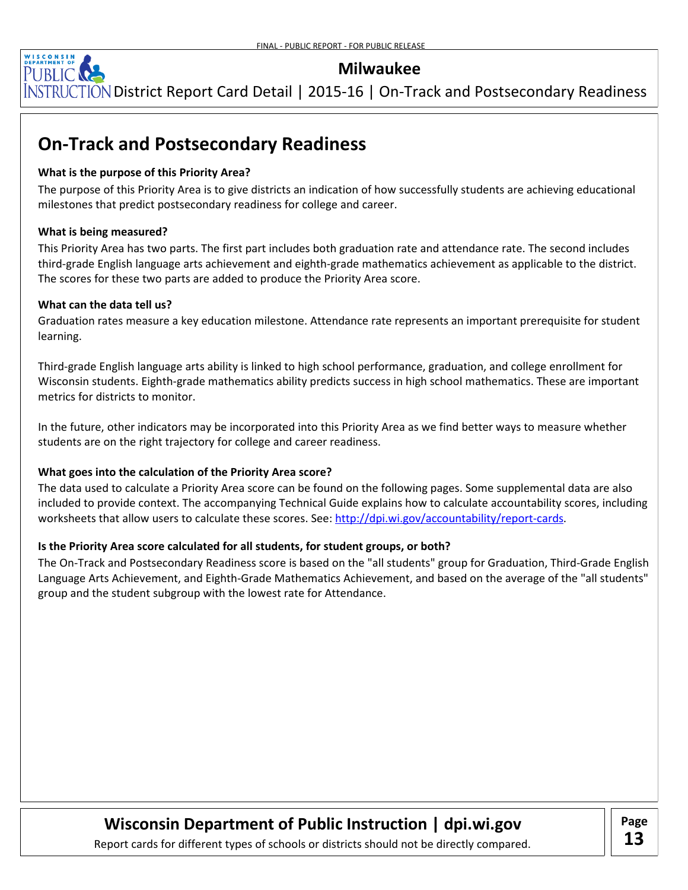# On-Track and Postsecondary Readiness

**What is the purpose of this Priority Area?**

The purpose of this Priority Area is to give districts an indication of how successfully students are achieving educational milestones that predict postsecondary readiness for college and career.

**What is being measured?**

This Priority Area has two parts. The first part includes both graduation rate and attendance rate. The second includes third-grade English language arts achievement and eighth-grade mathematics achievement as applicable to the district. The scores for these two parts are added to produce the Priority Area score.

**What can the data tell us?**

Graduation rates measure a key education milestone. Attendance rate represents an important prerequisite for student learning.

Third-grade English language arts ability is linked to high school performance, graduation, and college enrollment for Wisconsin students. Eighth-grade mathematics ability predicts success in high school mathematics. These are important metrics for districts to monitor.

In the future, other indicators may be incorporated into this Priority Area as we find better ways to measure whether students are on the right trajectory for college and career readiness.

**What goes into the calculation of the Priority Area score?**

The data used to calculate a Priority Area score can be found on the following pages. Some supplemental data are also included to provide context. The accompanying Technical Guide explains how to calculate accountability scores, including worksheets that allow users to calculate these scores. See: http://dpi.wi.gov/accountability/report-cards.

**Is the Priority Area score calculated for all students, for student groups, or both?**

The On-Track and Postsecondary Readiness score is based on the "all students" group for Graduation, Third-Grade English Language Arts Achievement, and Eighth-Grade Mathematics Achievement, and based on the average of the "all students" group and the student subgroup with the lowest rate for Attendance.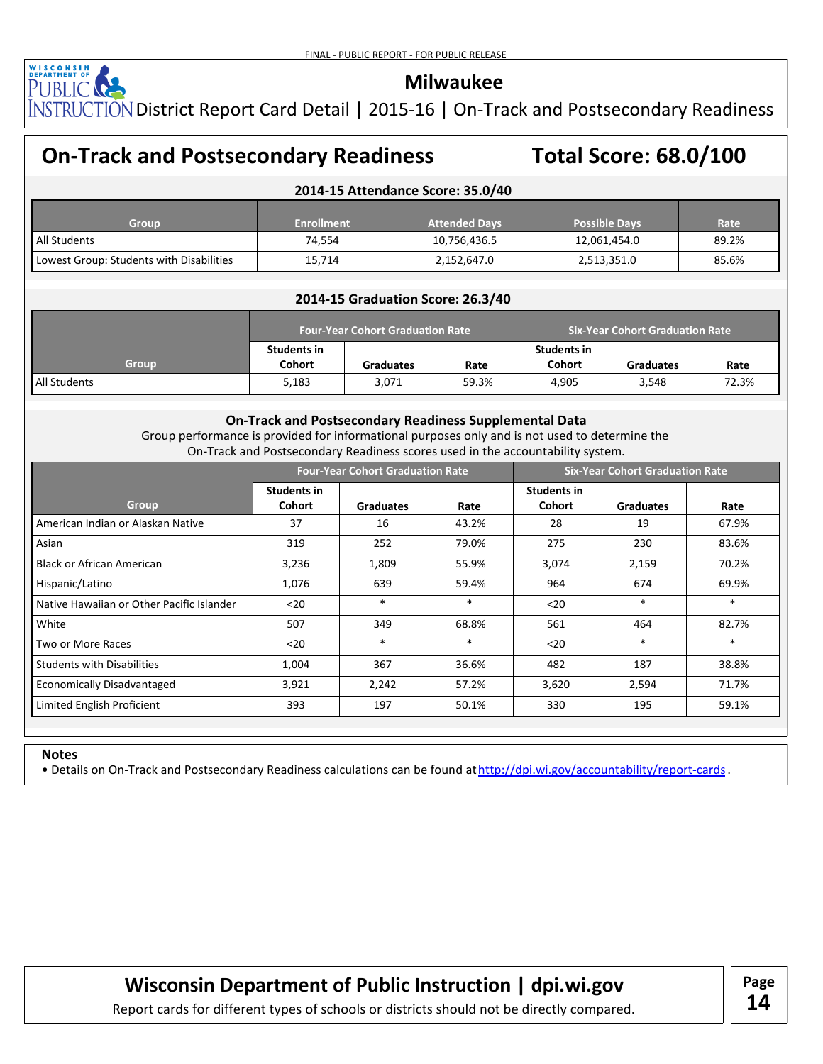FINAL - PUBLIC REPORT - FOR PUBLIC RELEASE

# Milwaukee

District Report Card Detail | 2015-16 | On-Track and Postsecondary Readiness

## On-Track and Postsecondary Readiness

## Total Score: 68.0/100

### 2014-15 Attendance Score: 35.0/40

| Group | Enrollment | Attended Days | Possible Days | Rate |
|---|---|---|---|---|
| All Students | 74,554 | 10,756,436.5 | 12,061,454.0 | 89.2% |
| Lowest Group: Students with Disabilities | 15,714 | 2,152,647.0 | 2,513,351.0 | 85.6% |

### 2014-15 Graduation Score: 26.3/40

| Group | Four-Year Cohort Graduation Rate | | | Six-Year Cohort Graduation Rate | | |
|---|---|---|---|---|---|---|
| | Students in Cohort | Graduates | Rate | Students in Cohort | Graduates | Rate |
| All Students | 5,183 | 3,071 | 59.3% | 4,905 | 3,548 | 72.3% |

### On-Track and Postsecondary Readiness Supplemental Data

Group performance is provided for informational purposes only and is not used to determine the On-Track and Postsecondary Readiness scores used in the accountability system.

| Group | Four-Year Cohort Graduation Rate | | | Six-Year Cohort Graduation Rate | | |
|---|---|---|---|---|---|---|
| | Students in Cohort | Graduates | Rate | Students in Cohort | Graduates | Rate |
| American Indian or Alaskan Native | 37 | 16 | 43.2% | 28 | 19 | 67.9% |
| Asian | 319 | 252 | 79.0% | 275 | 230 | 83.6% |
| Black or African American | 3,236 | 1,809 | 55.9% | 3,074 | 2,159 | 70.2% |
| Hispanic/Latino | 1,076 | 639 | 59.4% | 964 | 674 | 69.9% |
| Native Hawaiian or Other Pacific Islander | <20 | * | * | <20 | * | * |
| White | 507 | 349 | 68.8% | 561 | 464 | 82.7% |
| Two or More Races | <20 | * | * | <20 | * | * |
| Students with Disabilities | 1,004 | 367 | 36.6% | 482 | 187 | 38.8% |
| Economically Disadvantaged | 3,921 | 2,242 | 57.2% | 3,620 | 2,594 | 71.7% |
| Limited English Proficient | 393 | 197 | 50.1% | 330 | 195 | 59.1% |

### Notes

- Details on On-Track and Postsecondary Readiness calculations can be found at http://dpi.wi.gov/accountability/report-cards.

**Wisconsin Department of Public Instruction | dpi.wi.gov**

Report cards for different types of schools or districts should not be directly compared.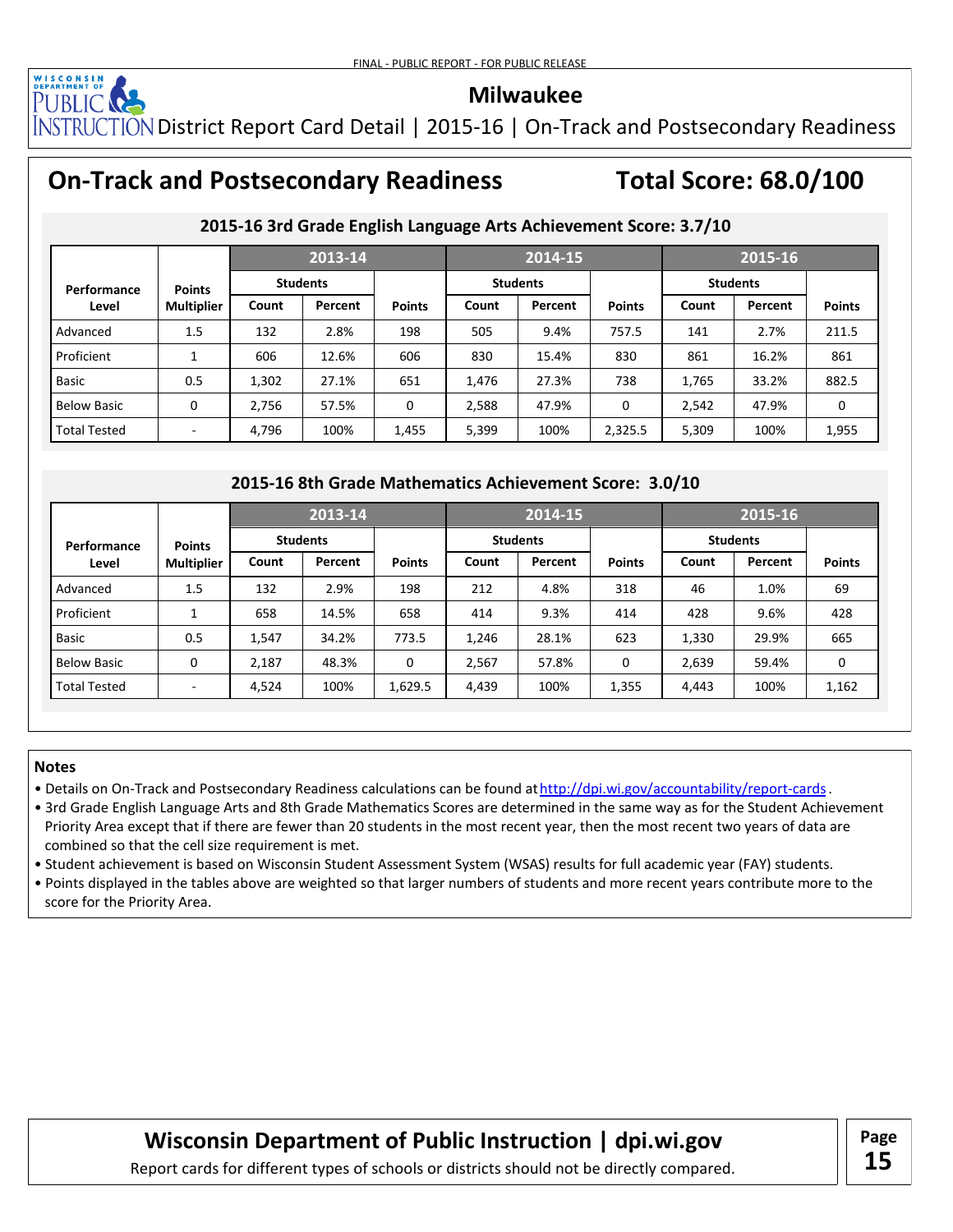FINAL - PUBLIC REPORT - FOR PUBLIC RELEASE

# Milwaukee

District Report Card Detail | 2015-16 | On-Track and Postsecondary Readiness

## On-Track and Postsecondary Readiness

**Total Score: 68.0/100**

### 2015-16 3rd Grade English Language Arts Achievement Score: 3.7/10

| Performance Level | Points Multiplier | 2013-14 | | | 2014-15 | | | 2015-16 | | |
|---|---|---|---|---|---|---|---|---|---|---|
| | | Students | | | Students | | | Students | | |
| | | Count | Percent | Points | Count | Percent | Points | Count | Percent | Points |
| Advanced | 1.5 | 132 | 2.8% | 198 | 505 | 9.4% | 757.5 | 141 | 2.7% | 211.5 |
| Proficient | 1 | 606 | 12.6% | 606 | 830 | 15.4% | 830 | 861 | 16.2% | 861 |
| Basic | 0.5 | 1,302 | 27.1% | 651 | 1,476 | 27.3% | 738 | 1,765 | 33.2% | 882.5 |
| Below Basic | 0 | 2,756 | 57.5% | 0 | 2,588 | 47.9% | 0 | 2,542 | 47.9% | 0 |
| Total Tested | - | 4,796 | 100% | 1,455 | 5,399 | 100% | 2,325.5 | 5,309 | 100% | 1,955 |

### 2015-16 8th Grade Mathematics Achievement Score: 3.0/10

| Performance Level | Points Multiplier | 2013-14 | | | 2014-15 | | | 2015-16 | | |
|---|---|---|---|---|---|---|---|---|---|---|
| | | Students | | | Students | | | Students | | |
| | | Count | Percent | Points | Count | Percent | Points | Count | Percent | Points |
| Advanced | 1.5 | 132 | 2.9% | 198 | 212 | 4.8% | 318 | 46 | 1.0% | 69 |
| Proficient | 1 | 658 | 14.5% | 658 | 414 | 9.3% | 414 | 428 | 9.6% | 428 |
| Basic | 0.5 | 1,547 | 34.2% | 773.5 | 1,246 | 28.1% | 623 | 1,330 | 29.9% | 665 |
| Below Basic | 0 | 2,187 | 48.3% | 0 | 2,567 | 57.8% | 0 | 2,639 | 59.4% | 0 |
| Total Tested | - | 4,524 | 100% | 1,629.5 | 4,439 | 100% | 1,355 | 4,443 | 100% | 1,162 |

**Notes**

- Details on On-Track and Postsecondary Readiness calculations can be found at http://dpi.wi.gov/accountability/report-cards.
- 3rd Grade English Language Arts and 8th Grade Mathematics Scores are determined in the same way as for the Student Achievement Priority Area except that if there are fewer than 20 students in the most recent year, then the most recent two years of data are combined so that the cell size requirement is met.
- Student achievement is based on Wisconsin Student Assessment System (WSAS) results for full academic year (FAY) students.
- Points displayed in the tables above are weighted so that larger numbers of students and more recent years contribute more to the score for the Priority Area.

**Wisconsin Department of Public Instruction | dpi.wi.gov**

Report cards for different types of schools or districts should not be directly compared.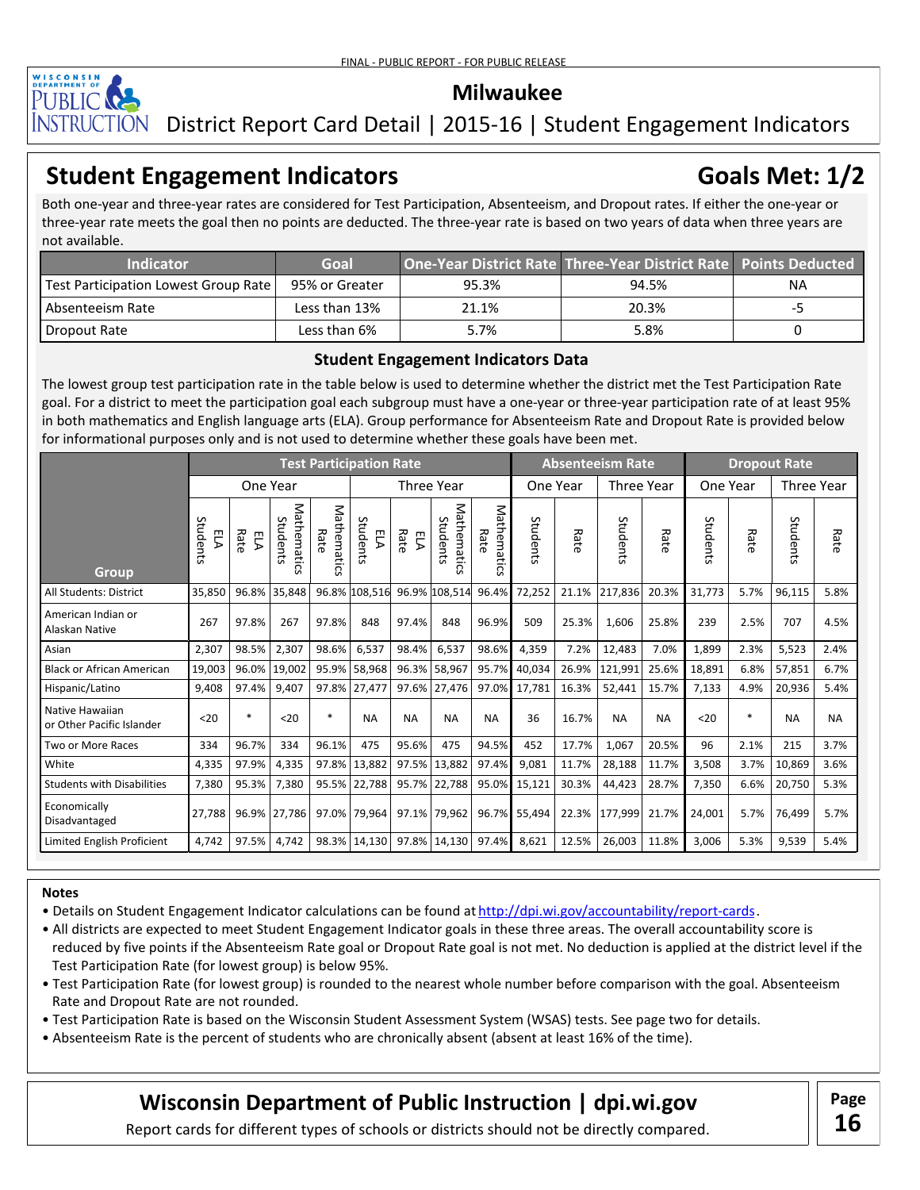FINAL - PUBLIC REPORT - FOR PUBLIC RELEASE

# Milwaukee

District Report Card Detail | 2015-16 | Student Engagement Indicators

## Student Engagement Indicators

**Goals Met: 1/2**

Both one-year and three-year rates are considered for Test Participation, Absenteeism, and Dropout rates. If either the one-year or three-year rate meets the goal then no points are deducted. The three-year rate is based on two years of data when three years are not available.

| Indicator | Goal | One-Year District Rate | Three-Year District Rate | Points Deducted |
|---|---|---|---|---|
| Test Participation Lowest Group Rate | 95% or Greater | 95.3% | 94.5% | NA |
| Absenteeism Rate | Less than 13% | 21.1% | 20.3% | -5 |
| Dropout Rate | Less than 6% | 5.7% | 5.8% | 0 |

### Student Engagement Indicators Data

The lowest group test participation rate in the table below is used to determine whether the district met the Test Participation Rate goal. For a district to meet the participation goal each subgroup must have a one-year or three-year participation rate of at least 95% in both mathematics and English language arts (ELA). Group performance for Absenteeism Rate and Dropout Rate is provided below for informational purposes only and is not used to determine whether these goals have been met.

| Group | Test Participation Rate | | | | | | | | Absenteeism Rate | | | | Dropout Rate | | | |
|---|---|---|---|---|---|---|---|---|---|---|---|---|---|---|---|---|
| | One Year | | | | Three Year | | | | One Year | | Three Year | | One Year | | Three Year | |
| | ELA Students | ELA Rate | Mathematics Students | Mathematics Rate | ELA Students | ELA Rate | Mathematics Students | Mathematics Rate | Students | Rate | Students | Rate | Students | Rate | Students | Rate |
| All Students: District | 35,850 | 96.8% | 35,848 | 96.8% | 108,516 | 96.9% | 108,514 | 96.4% | 72,252 | 21.1% | 217,836 | 20.3% | 31,773 | 5.7% | 96,115 | 5.8% |
| American Indian or Alaskan Native | 267 | 97.8% | 267 | 97.8% | 848 | 97.4% | 848 | 96.9% | 509 | 25.3% | 1,606 | 25.8% | 239 | 2.5% | 707 | 4.5% |
| Asian | 2,307 | 98.5% | 2,307 | 98.6% | 6,537 | 98.4% | 6,537 | 98.6% | 4,359 | 7.2% | 12,483 | 7.0% | 1,899 | 2.3% | 5,523 | 2.4% |
| Black or African American | 19,003 | 96.0% | 19,002 | 95.9% | 58,968 | 96.3% | 58,967 | 95.7% | 40,034 | 26.9% | 121,991 | 25.6% | 18,891 | 6.8% | 57,851 | 6.7% |
| Hispanic/Latino | 9,408 | 97.4% | 9,407 | 97.8% | 27,477 | 97.6% | 27,476 | 97.0% | 17,781 | 16.3% | 52,441 | 15.7% | 7,133 | 4.9% | 20,936 | 5.4% |
| Native Hawaiian or Other Pacific Islander | <20 | * | <20 | * | NA | NA | NA | NA | 36 | 16.7% | NA | NA | <20 | * | NA | NA |
| Two or More Races | 334 | 96.7% | 334 | 96.1% | 475 | 95.6% | 475 | 94.5% | 452 | 17.7% | 1,067 | 20.5% | 96 | 2.1% | 215 | 3.7% |
| White | 4,335 | 97.9% | 4,335 | 97.8% | 13,882 | 97.5% | 13,882 | 97.4% | 9,081 | 11.7% | 28,188 | 11.7% | 3,508 | 3.7% | 10,869 | 3.6% |
| Students with Disabilities | 7,380 | 95.3% | 7,380 | 95.5% | 22,788 | 95.7% | 22,788 | 95.0% | 15,121 | 30.3% | 44,423 | 28.7% | 7,350 | 6.6% | 20,750 | 5.3% |
| Economically Disadvantaged | 27,788 | 96.9% | 27,786 | 97.0% | 79,964 | 97.1% | 79,962 | 96.7% | 55,494 | 22.3% | 177,999 | 21.7% | 24,001 | 5.7% | 76,499 | 5.7% |
| Limited English Proficient | 4,742 | 97.5% | 4,742 | 98.3% | 14,130 | 97.8% | 14,130 | 97.4% | 8,621 | 12.5% | 26,003 | 11.8% | 3,006 | 5.3% | 9,539 | 5.4% |

**Notes**

- Details on Student Engagement Indicator calculations can be found at http://dpi.wi.gov/accountability/report-cards.
- All districts are expected to meet Student Engagement Indicator goals in these three areas. The overall accountability score is reduced by five points if the Absenteeism Rate goal or Dropout Rate goal is not met. No deduction is applied at the district level if the Test Participation Rate (for lowest group) is below 95%.
- Test Participation Rate (for lowest group) is rounded to the nearest whole number before comparison with the goal. Absenteeism Rate and Dropout Rate are not rounded.
- Test Participation Rate is based on the Wisconsin Student Assessment System (WSAS) tests. See page two for details.
- Absenteeism Rate is the percent of students who are chronically absent (absent at least 16% of the time).

**Wisconsin Department of Public Instruction | dpi.wi.gov**

Report cards for different types of schools or districts should not be directly compared.